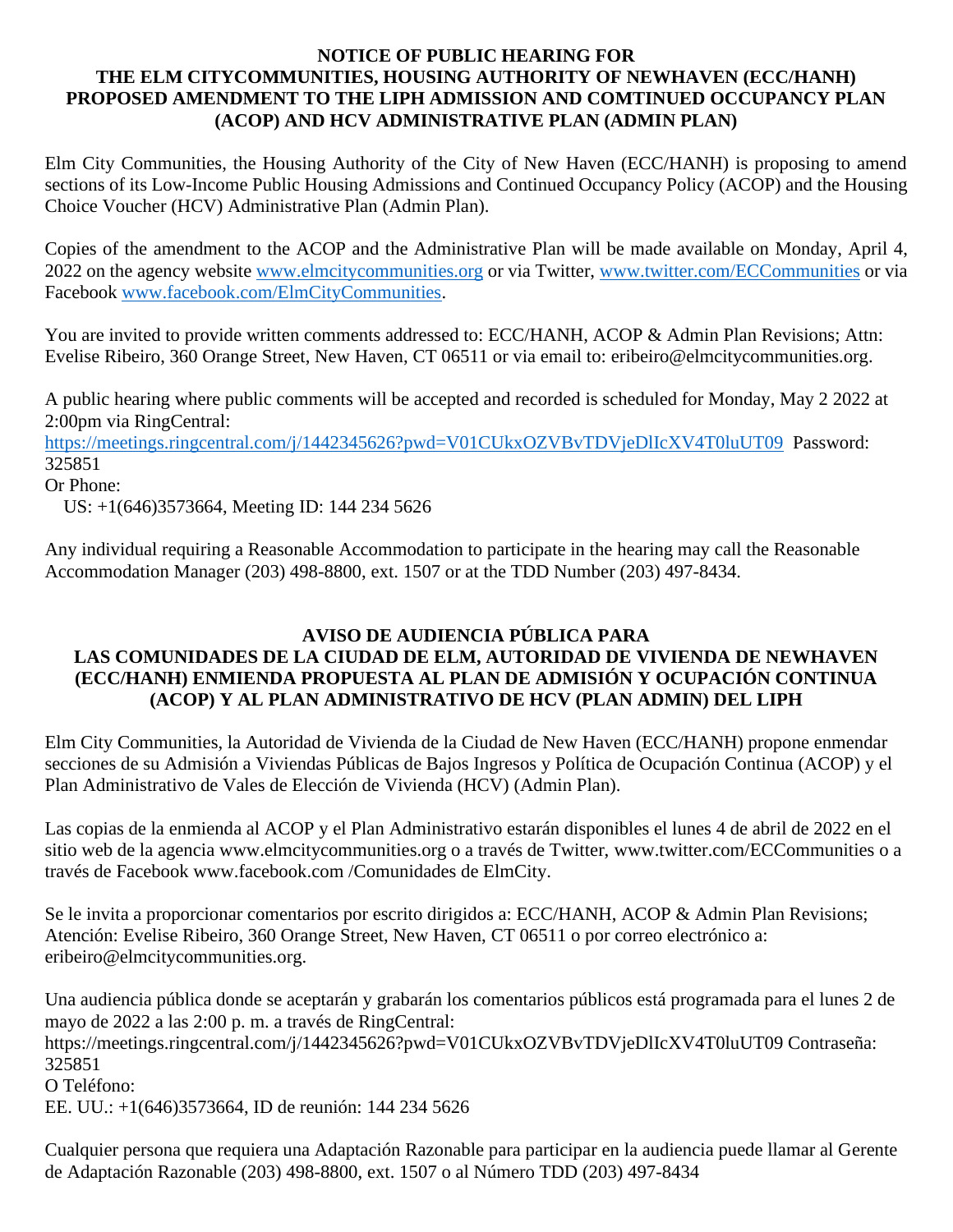**NOTICE OF PUBLIC HEARING FOR THE ELM CITYCOMMUNITIES, HOUSING AUTHORITY OF NEWHAVEN (ECC/HANH) PROPOSED AMENDMENT TO THE LIPH ADMISSION AND COMTINUED OCCUPANCY PLAN (ACOP) AND HCV ADMINISTRATIVE PLAN (ADMIN PLAN)**

Elm City Communities, the Housing Authority of the City of New Haven (ECC/HANH) is proposing to amend sections of its Low-Income Public Housing Admissions and Continued Occupancy Policy (ACOP) and the Housing Choice Voucher (HCV) Administrative Plan (Admin Plan).

Copies of the amendment to the ACOP and the Administrative Plan will be made available on Monday, April 4, 2022 on the agency website www.elmcitycommunities.org or via Twitter, www.twitter.com/ECCommunities or via Facebook www.facebook.com/ElmCityCommunities.

You are invited to provide written comments addressed to: ECC/HANH, ACOP & Admin Plan Revisions; Attn: Evelise Ribeiro, 360 Orange Street, New Haven, CT 06511 or via email to: eribeiro@elmcitycommunities.org.

A public hearing where public comments will be accepted and recorded is scheduled for Monday, May 2 2022 at 2:00pm via RingCentral:
https://meetings.ringcentral.com/j/1442345626?pwd=V01CUkxOZVBvTDVjeDlIcXV4T0luUT09 Password: 325851
Or Phone:
US: +1(646)3573664, Meeting ID: 144 234 5626

Any individual requiring a Reasonable Accommodation to participate in the hearing may call the Reasonable Accommodation Manager (203) 498-8800, ext. 1507 or at the TDD Number (203) 497-8434.

**AVISO DE AUDIENCIA PÚBLICA PARA LAS COMUNIDADES DE LA CIUDAD DE ELM, AUTORIDAD DE VIVIENDA DE NEWHAVEN (ECC/HANH) ENMIENDA PROPUESTA AL PLAN DE ADMISIÓN Y OCUPACIÓN CONTINUA (ACOP) Y AL PLAN ADMINISTRATIVO DE HCV (PLAN ADMIN) DEL LIPH**

Elm City Communities, la Autoridad de Vivienda de la Ciudad de New Haven (ECC/HANH) propone enmendar secciones de su Admisión a Viviendas Públicas de Bajos Ingresos y Política de Ocupación Continua (ACOP) y el Plan Administrativo de Vales de Elección de Vivienda (HCV) (Admin Plan).

Las copias de la enmienda al ACOP y el Plan Administrativo estarán disponibles el lunes 4 de abril de 2022 en el sitio web de la agencia www.elmcitycommunities.org o a través de Twitter, www.twitter.com/ECCommunities o a través de Facebook www.facebook.com /Comunidades de ElmCity.

Se le invita a proporcionar comentarios por escrito dirigidos a: ECC/HANH, ACOP & Admin Plan Revisions; Atención: Evelise Ribeiro, 360 Orange Street, New Haven, CT 06511 o por correo electrónico a: eribeiro@elmcitycommunities.org.

Una audiencia pública donde se aceptarán y grabarán los comentarios públicos está programada para el lunes 2 de mayo de 2022 a las 2:00 p. m. a través de RingCentral:
https://meetings.ringcentral.com/j/1442345626?pwd=V01CUkxOZVBvTDVjeDlIcXV4T0luUT09 Contraseña: 325851
O Teléfono:
EE. UU.: +1(646)3573664, ID de reunión: 144 234 5626

Cualquier persona que requiera una Adaptación Razonable para participar en la audiencia puede llamar al Gerente de Adaptación Razonable (203) 498-8800, ext. 1507 o al Número TDD (203) 497-8434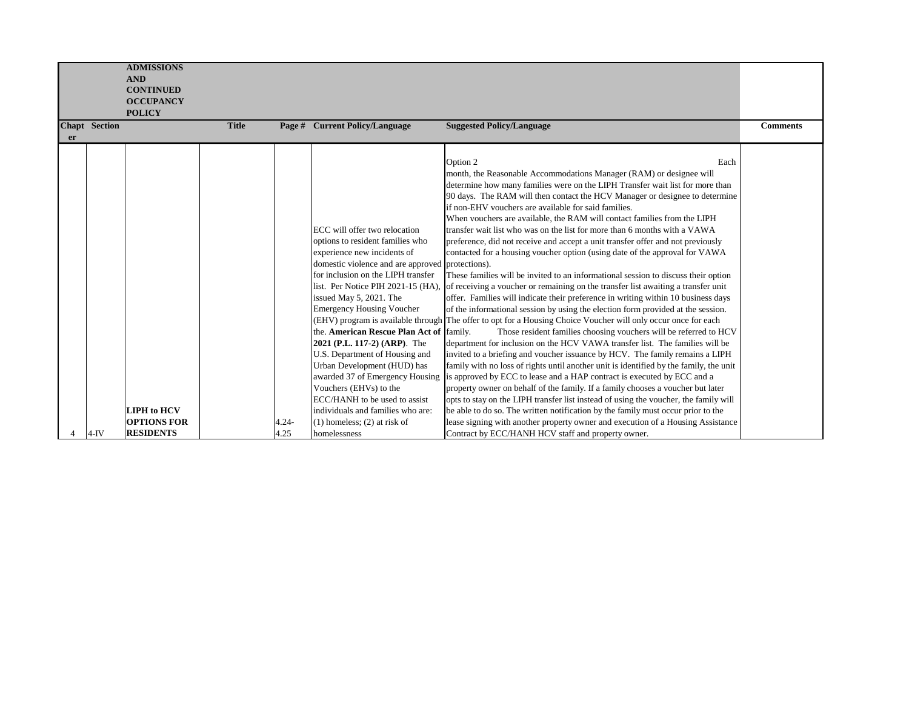| Chapter | Section | ADMISSIONS AND CONTINUED OCCUPANCY POLICY | Title | Page # | Current Policy/Language | Suggested Policy/Language | Comments |
|---|---|---|---|---|---|---|---|
| 4 | 4-IV | **LIPH to HCV OPTIONS FOR RESIDENTS** | | 4.24-4.25 | ECC will offer two relocation options to resident families who experience new incidents of domestic violence and are approved for inclusion on the LIPH transfer list. Per Notice PIH 2021-15 (HA), issued May 5, 2021. The Emergency Housing Voucher (EHV) program is available through the. **American Rescue Plan Act of 2021 (P.L. 117-2) (ARP)**. The U.S. Department of Housing and Urban Development (HUD) has awarded 37 of Emergency Housing Vouchers (EHVs) to the ECC/HANH to be used to assist individuals and families who are: (1) homeless; (2) at risk of homelessness | Option 2 Each month, the Reasonable Accommodations Manager (RAM) or designee will determine how many families were on the LIPH Transfer wait list for more than 90 days. The RAM will then contact the HCV Manager or designee to determine if non-EHV vouchers are available for said families. When vouchers are available, the RAM will contact families from the LIPH transfer wait list who was on the list for more than 6 months with a VAWA preference, did not receive and accept a unit transfer offer and not previously contacted for a housing voucher option (using date of the approval for VAWA protections). These families will be invited to an informational session to discuss their option of receiving a voucher or remaining on the transfer list awaiting a transfer unit offer. Families will indicate their preference in writing within 10 business days of the informational session by using the election form provided at the session. The offer to opt for a Housing Choice Voucher will only occur once for each family. Those resident families choosing vouchers will be referred to HCV department for inclusion on the HCV VAWA transfer list. The families will be invited to a briefing and voucher issuance by HCV. The family remains a LIPH family with no loss of rights until another unit is identified by the family, the unit is approved by ECC to lease and a HAP contract is executed by ECC and a property owner on behalf of the family. If a family chooses a voucher but later opts to stay on the LIPH transfer list instead of using the voucher, the family will be able to do so. The written notification by the family must occur prior to the lease signing with another property owner and execution of a Housing Assistance Contract by ECC/HANH HCV staff and property owner. | |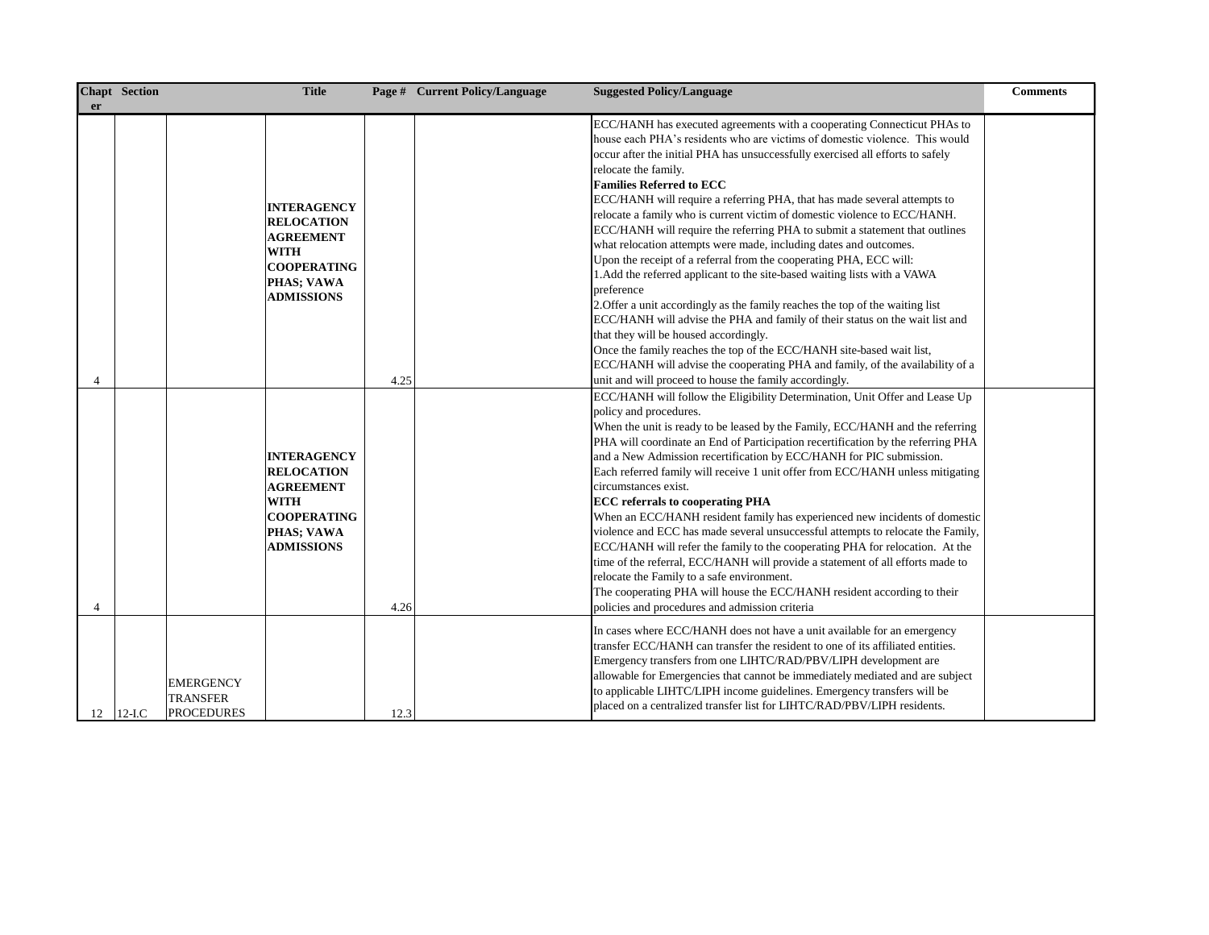| Chapter | Section | | Title | Page # | Current Policy/Language | Suggested Policy/Language | Comments |
|---|---|---|---|---|---|---|---|
| 4 | | | **INTERAGENCY RELOCATION AGREEMENT WITH COOPERATING PHAS; VAWA ADMISSIONS** | 4.25 | | ECC/HANH has executed agreements with a cooperating Connecticut PHAs to house each PHA's residents who are victims of domestic violence. This would occur after the initial PHA has unsuccessfully exercised all efforts to safely relocate the family.<br>**Families Referred to ECC**<br>ECC/HANH will require a referring PHA, that has made several attempts to relocate a family who is current victim of domestic violence to ECC/HANH. ECC/HANH will require the referring PHA to submit a statement that outlines what relocation attempts were made, including dates and outcomes.<br>Upon the receipt of a referral from the cooperating PHA, ECC will:<br>1.Add the referred applicant to the site-based waiting lists with a VAWA preference<br>2.Offer a unit accordingly as the family reaches the top of the waiting list<br>ECC/HANH will advise the PHA and family of their status on the wait list and that they will be housed accordingly.<br>Once the family reaches the top of the ECC/HANH site-based wait list, ECC/HANH will advise the cooperating PHA and family, of the availability of a unit and will proceed to house the family accordingly. | |
| 4 | | | **INTERAGENCY RELOCATION AGREEMENT WITH COOPERATING PHAS; VAWA ADMISSIONS** | 4.26 | | ECC/HANH will follow the Eligibility Determination, Unit Offer and Lease Up policy and procedures.<br>When the unit is ready to be leased by the Family, ECC/HANH and the referring PHA will coordinate an End of Participation recertification by the referring PHA and a New Admission recertification by ECC/HANH for PIC submission.<br>Each referred family will receive 1 unit offer from ECC/HANH unless mitigating circumstances exist.<br>**ECC referrals to cooperating PHA**<br>When an ECC/HANH resident family has experienced new incidents of domestic violence and ECC has made several unsuccessful attempts to relocate the Family, ECC/HANH will refer the family to the cooperating PHA for relocation. At the time of the referral, ECC/HANH will provide a statement of all efforts made to relocate the Family to a safe environment.<br>The cooperating PHA will house the ECC/HANH resident according to their policies and procedures and admission criteria | |
| 12 | 12-I.C | EMERGENCY TRANSFER PROCEDURES | | 12.3 | | In cases where ECC/HANH does not have a unit available for an emergency transfer ECC/HANH can transfer the resident to one of its affiliated entities. Emergency transfers from one LIHTC/RAD/PBV/LIPH development are allowable for Emergencies that cannot be immediately mediated and are subject to applicable LIHTC/LIPH income guidelines. Emergency transfers will be placed on a centralized transfer list for LIHTC/RAD/PBV/LIPH residents. | |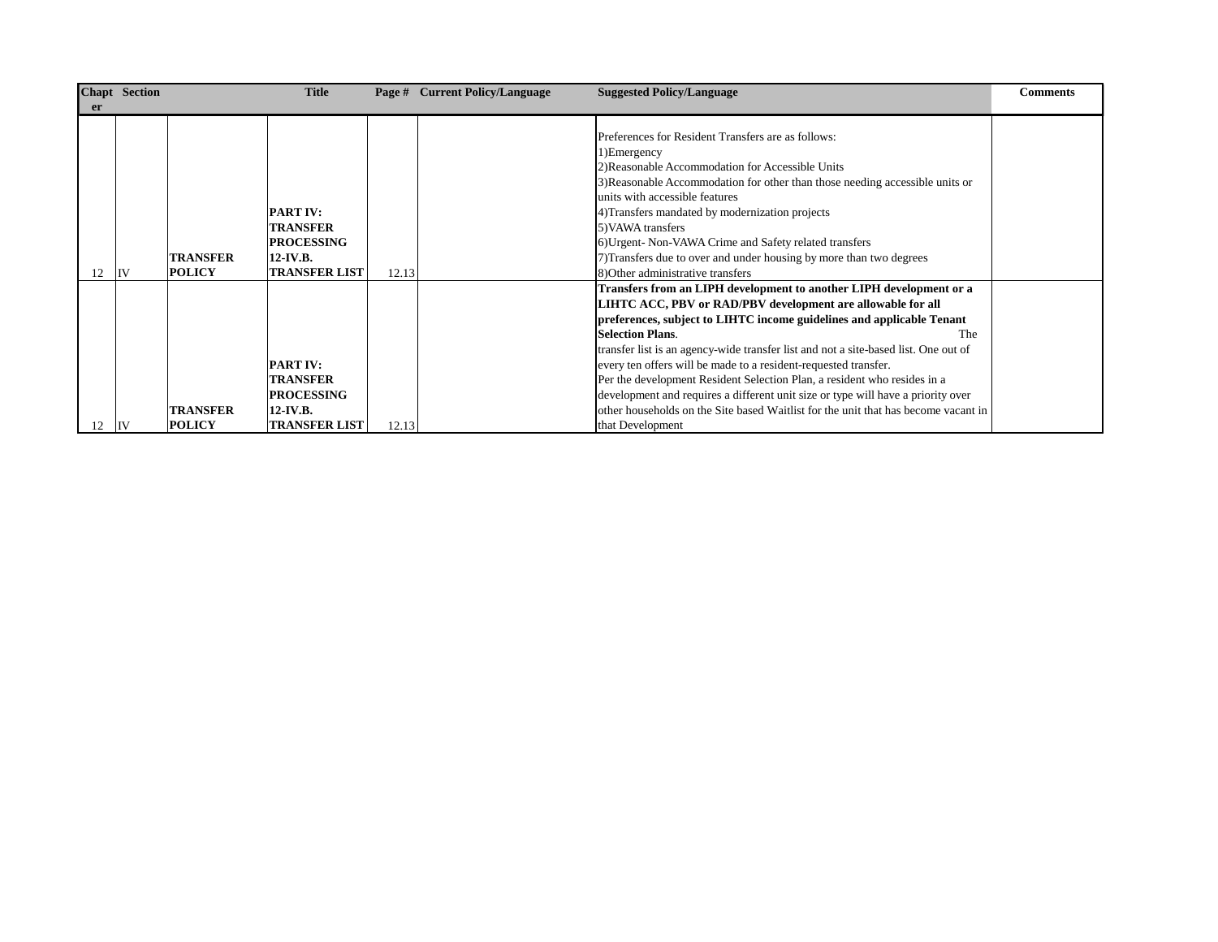| Chapter | Section | | Title | Page # | Current Policy/Language | Suggested Policy/Language | Comments |
|---|---|---|---|---|---|---|---|
| 12 | IV | **TRANSFER POLICY** | **PART IV: TRANSFER PROCESSING 12-IV.B. TRANSFER LIST** | 12.13 | | Preferences for Resident Transfers are as follows:<br>1)Emergency<br>2)Reasonable Accommodation for Accessible Units<br>3)Reasonable Accommodation for other than those needing accessible units or units with accessible features<br>4)Transfers mandated by modernization projects<br>5)VAWA transfers<br>6)Urgent- Non-VAWA Crime and Safety related transfers<br>7)Transfers due to over and under housing by more than two degrees<br>8)Other administrative transfers | |
| 12 | IV | **TRANSFER POLICY** | **PART IV: TRANSFER PROCESSING 12-IV.B. TRANSFER LIST** | 12.13 | | **Transfers from an LIPH development to another LIPH development or a LIHTC ACC, PBV or RAD/PBV development are allowable for all preferences, subject to LIHTC income guidelines and applicable Tenant Selection Plans**. The transfer list is an agency-wide transfer list and not a site-based list. One out of every ten offers will be made to a resident-requested transfer.<br>Per the development Resident Selection Plan, a resident who resides in a development and requires a different unit size or type will have a priority over other households on the Site based Waitlist for the unit that has become vacant in that Development | |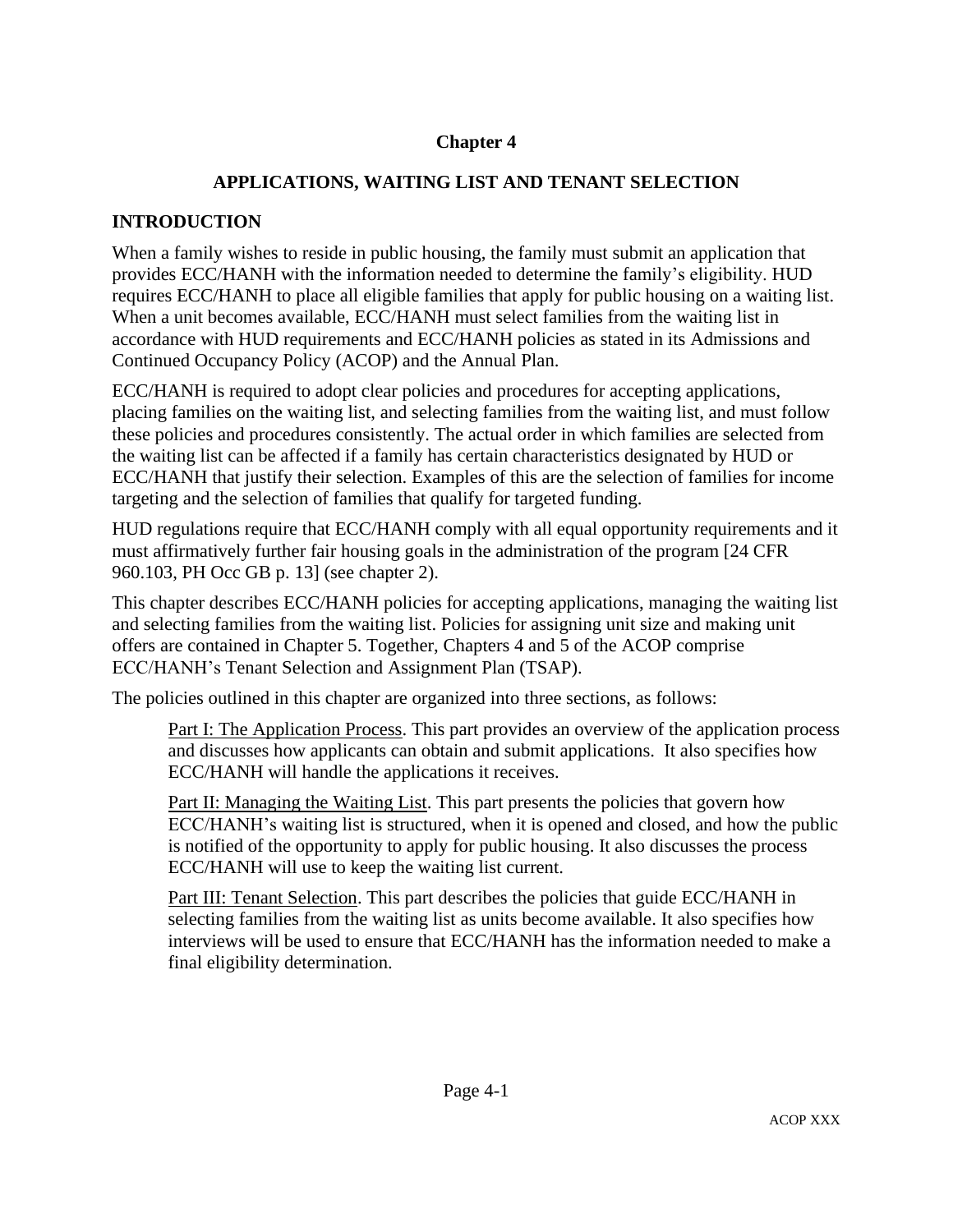# Chapter 4

## APPLICATIONS, WAITING LIST AND TENANT SELECTION

### INTRODUCTION

When a family wishes to reside in public housing, the family must submit an application that provides ECC/HANH with the information needed to determine the family's eligibility. HUD requires ECC/HANH to place all eligible families that apply for public housing on a waiting list. When a unit becomes available, ECC/HANH must select families from the waiting list in accordance with HUD requirements and ECC/HANH policies as stated in its Admissions and Continued Occupancy Policy (ACOP) and the Annual Plan.

ECC/HANH is required to adopt clear policies and procedures for accepting applications, placing families on the waiting list, and selecting families from the waiting list, and must follow these policies and procedures consistently. The actual order in which families are selected from the waiting list can be affected if a family has certain characteristics designated by HUD or ECC/HANH that justify their selection. Examples of this are the selection of families for income targeting and the selection of families that qualify for targeted funding.

HUD regulations require that ECC/HANH comply with all equal opportunity requirements and it must affirmatively further fair housing goals in the administration of the program [24 CFR 960.103, PH Occ GB p. 13] (see chapter 2).

This chapter describes ECC/HANH policies for accepting applications, managing the waiting list and selecting families from the waiting list. Policies for assigning unit size and making unit offers are contained in Chapter 5. Together, Chapters 4 and 5 of the ACOP comprise ECC/HANH's Tenant Selection and Assignment Plan (TSAP).

The policies outlined in this chapter are organized into three sections, as follows:

Part I: The Application Process. This part provides an overview of the application process and discusses how applicants can obtain and submit applications. It also specifies how ECC/HANH will handle the applications it receives.

Part II: Managing the Waiting List. This part presents the policies that govern how ECC/HANH's waiting list is structured, when it is opened and closed, and how the public is notified of the opportunity to apply for public housing. It also discusses the process ECC/HANH will use to keep the waiting list current.

Part III: Tenant Selection. This part describes the policies that guide ECC/HANH in selecting families from the waiting list as units become available. It also specifies how interviews will be used to ensure that ECC/HANH has the information needed to make a final eligibility determination.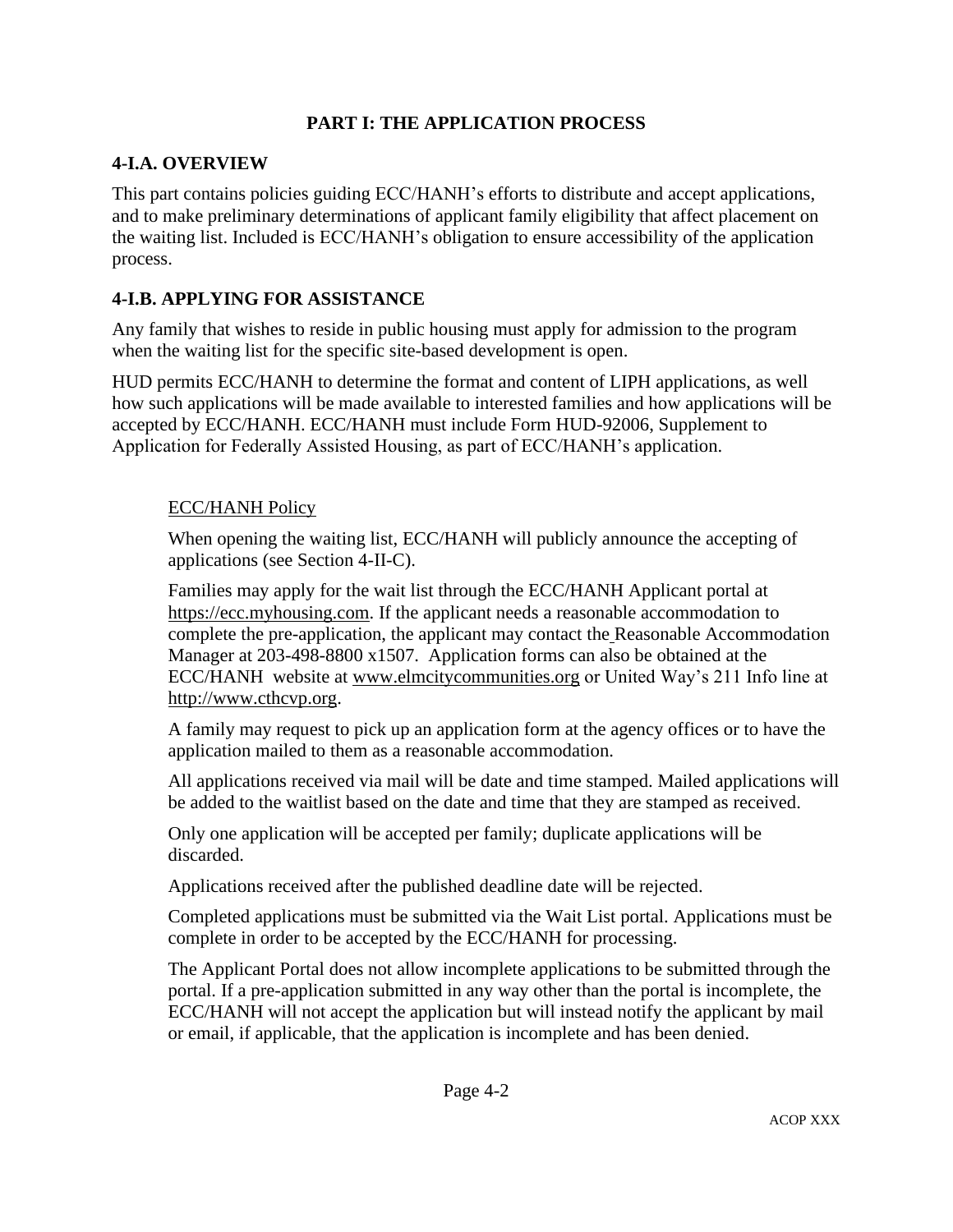# PART I: THE APPLICATION PROCESS

## 4-I.A. OVERVIEW

This part contains policies guiding ECC/HANH's efforts to distribute and accept applications, and to make preliminary determinations of applicant family eligibility that affect placement on the waiting list. Included is ECC/HANH's obligation to ensure accessibility of the application process.

## 4-I.B. APPLYING FOR ASSISTANCE

Any family that wishes to reside in public housing must apply for admission to the program when the waiting list for the specific site-based development is open.

HUD permits ECC/HANH to determine the format and content of LIPH applications, as well how such applications will be made available to interested families and how applications will be accepted by ECC/HANH. ECC/HANH must include Form HUD-92006, Supplement to Application for Federally Assisted Housing, as part of ECC/HANH's application.

> <u>ECC/HANH Policy</u>
>
> When opening the waiting list, ECC/HANH will publicly announce the accepting of applications (see Section 4-II-C).
>
> Families may apply for the wait list through the ECC/HANH Applicant portal at https://ecc.myhousing.com. If the applicant needs a reasonable accommodation to complete the pre-application, the applicant may contact the Reasonable Accommodation Manager at 203-498-8800 x1507. Application forms can also be obtained at the ECC/HANH website at www.elmcitycommunities.org or United Way's 211 Info line at http://www.cthcvp.org.
>
> A family may request to pick up an application form at the agency offices or to have the application mailed to them as a reasonable accommodation.
>
> All applications received via mail will be date and time stamped. Mailed applications will be added to the waitlist based on the date and time that they are stamped as received.
>
> Only one application will be accepted per family; duplicate applications will be discarded.
>
> Applications received after the published deadline date will be rejected.
>
> Completed applications must be submitted via the Wait List portal. Applications must be complete in order to be accepted by the ECC/HANH for processing.
>
> The Applicant Portal does not allow incomplete applications to be submitted through the portal. If a pre-application submitted in any way other than the portal is incomplete, the ECC/HANH will not accept the application but will instead notify the applicant by mail or email, if applicable, that the application is incomplete and has been denied.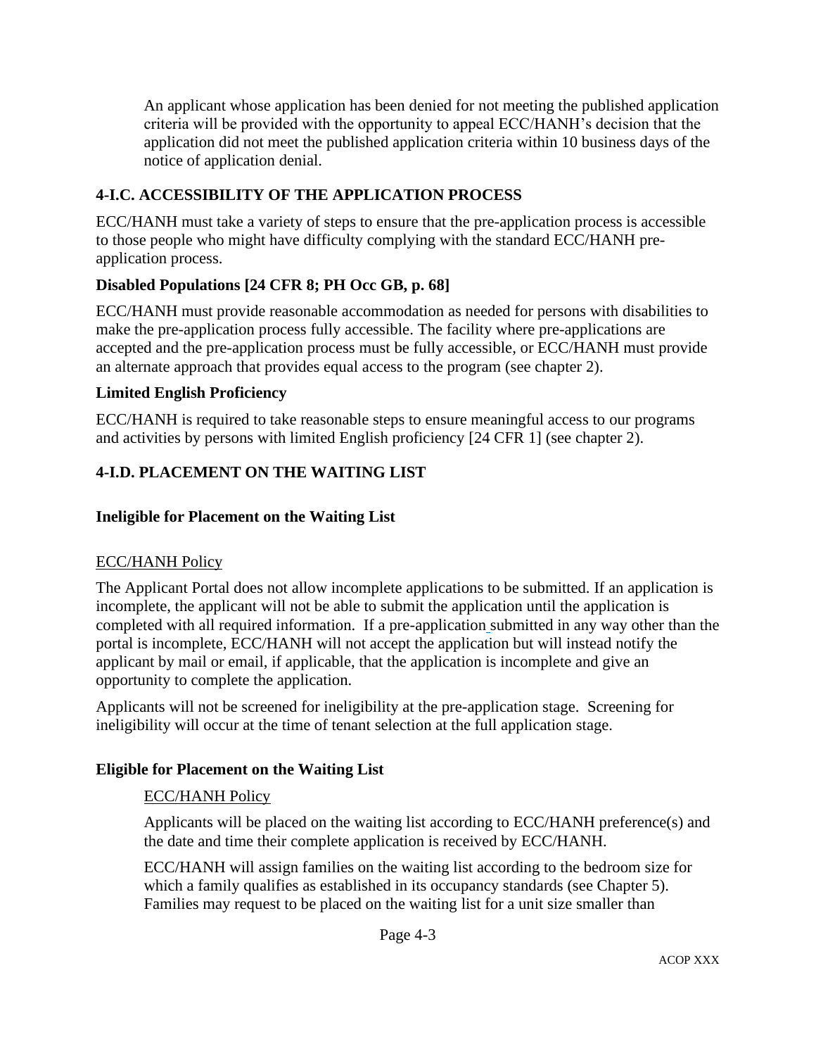An applicant whose application has been denied for not meeting the published application criteria will be provided with the opportunity to appeal ECC/HANH's decision that the application did not meet the published application criteria within 10 business days of the notice of application denial.

## 4-I.C. ACCESSIBILITY OF THE APPLICATION PROCESS

ECC/HANH must take a variety of steps to ensure that the pre-application process is accessible to those people who might have difficulty complying with the standard ECC/HANH pre-application process.

### Disabled Populations [24 CFR 8; PH Occ GB, p. 68]

ECC/HANH must provide reasonable accommodation as needed for persons with disabilities to make the pre-application process fully accessible. The facility where pre-applications are accepted and the pre-application process must be fully accessible, or ECC/HANH must provide an alternate approach that provides equal access to the program (see chapter 2).

### Limited English Proficiency

ECC/HANH is required to take reasonable steps to ensure meaningful access to our programs and activities by persons with limited English proficiency [24 CFR 1] (see chapter 2).

## 4-I.D. PLACEMENT ON THE WAITING LIST

### Ineligible for Placement on the Waiting List

ECC/HANH Policy

The Applicant Portal does not allow incomplete applications to be submitted. If an application is incomplete, the applicant will not be able to submit the application until the application is completed with all required information. If a pre-application submitted in any way other than the portal is incomplete, ECC/HANH will not accept the application but will instead notify the applicant by mail or email, if applicable, that the application is incomplete and give an opportunity to complete the application.

Applicants will not be screened for ineligibility at the pre-application stage. Screening for ineligibility will occur at the time of tenant selection at the full application stage.

### Eligible for Placement on the Waiting List

ECC/HANH Policy

Applicants will be placed on the waiting list according to ECC/HANH preference(s) and the date and time their complete application is received by ECC/HANH.

ECC/HANH will assign families on the waiting list according to the bedroom size for which a family qualifies as established in its occupancy standards (see Chapter 5). Families may request to be placed on the waiting list for a unit size smaller than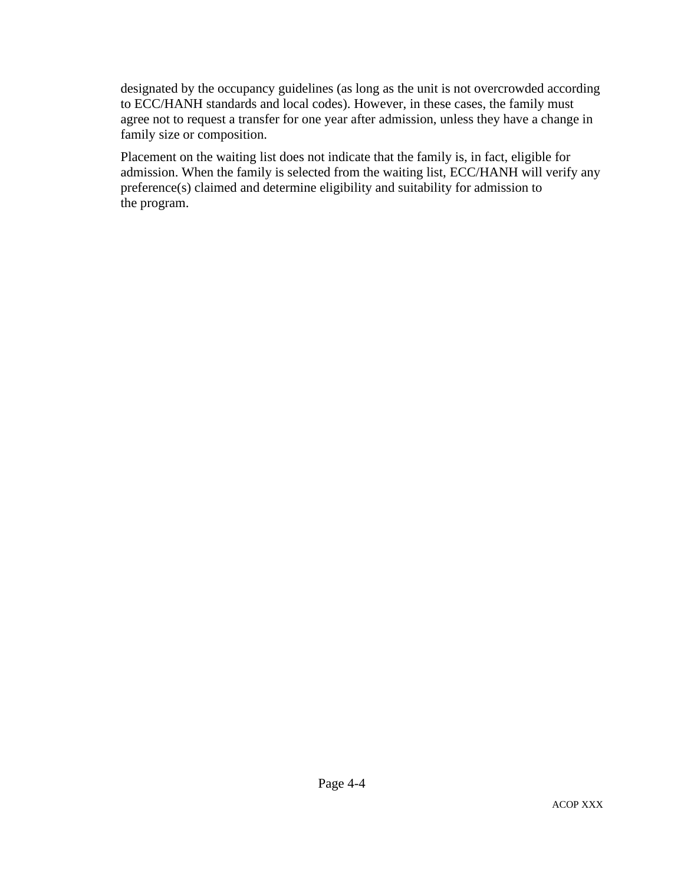designated by the occupancy guidelines (as long as the unit is not overcrowded according to ECC/HANH standards and local codes). However, in these cases, the family must agree not to request a transfer for one year after admission, unless they have a change in family size or composition.

Placement on the waiting list does not indicate that the family is, in fact, eligible for admission. When the family is selected from the waiting list, ECC/HANH will verify any preference(s) claimed and determine eligibility and suitability for admission to the program.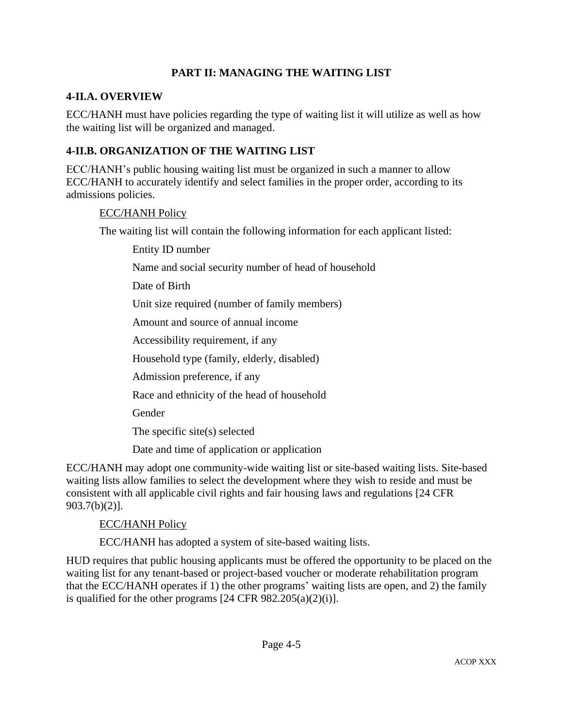## PART II: MANAGING THE WAITING LIST

### 4-II.A. OVERVIEW

ECC/HANH must have policies regarding the type of waiting list it will utilize as well as how the waiting list will be organized and managed.

### 4-II.B. ORGANIZATION OF THE WAITING LIST

ECC/HANH's public housing waiting list must be organized in such a manner to allow ECC/HANH to accurately identify and select families in the proper order, according to its admissions policies.

<u>ECC/HANH Policy</u>

The waiting list will contain the following information for each applicant listed:

- Entity ID number
- Name and social security number of head of household
- Date of Birth
- Unit size required (number of family members)
- Amount and source of annual income
- Accessibility requirement, if any
- Household type (family, elderly, disabled)
- Admission preference, if any
- Race and ethnicity of the head of household
- Gender
- The specific site(s) selected
- Date and time of application or application

ECC/HANH may adopt one community-wide waiting list or site-based waiting lists. Site-based waiting lists allow families to select the development where they wish to reside and must be consistent with all applicable civil rights and fair housing laws and regulations [24 CFR 903.7(b)(2)].

<u>ECC/HANH Policy</u>

ECC/HANH has adopted a system of site-based waiting lists.

HUD requires that public housing applicants must be offered the opportunity to be placed on the waiting list for any tenant-based or project-based voucher or moderate rehabilitation program that the ECC/HANH operates if 1) the other programs' waiting lists are open, and 2) the family is qualified for the other programs [24 CFR 982.205(a)(2)(i)].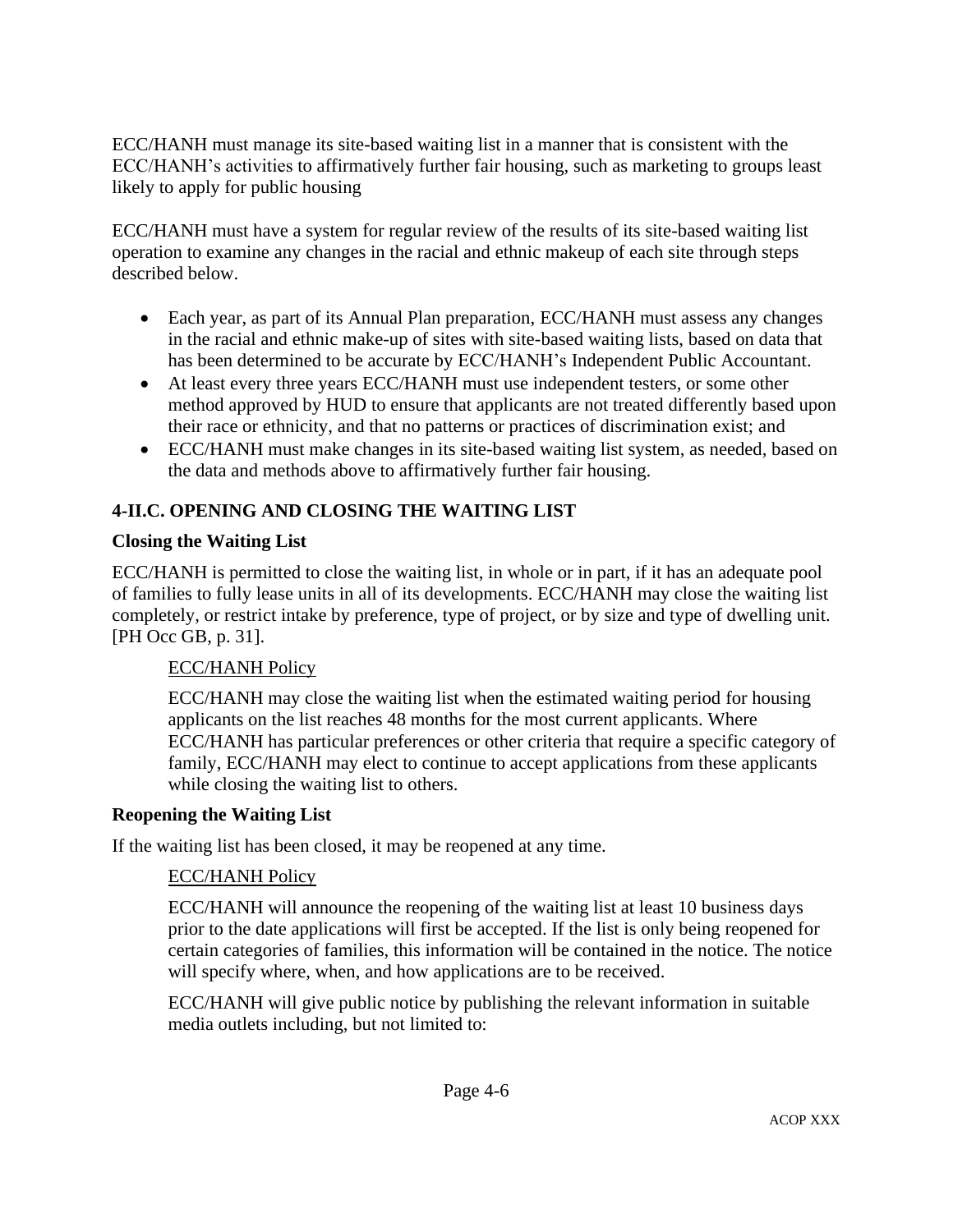ECC/HANH must manage its site-based waiting list in a manner that is consistent with the ECC/HANH's activities to affirmatively further fair housing, such as marketing to groups least likely to apply for public housing

ECC/HANH must have a system for regular review of the results of its site-based waiting list operation to examine any changes in the racial and ethnic makeup of each site through steps described below.

- Each year, as part of its Annual Plan preparation, ECC/HANH must assess any changes in the racial and ethnic make-up of sites with site-based waiting lists, based on data that has been determined to be accurate by ECC/HANH's Independent Public Accountant.
- At least every three years ECC/HANH must use independent testers, or some other method approved by HUD to ensure that applicants are not treated differently based upon their race or ethnicity, and that no patterns or practices of discrimination exist; and
- ECC/HANH must make changes in its site-based waiting list system, as needed, based on the data and methods above to affirmatively further fair housing.

## 4-II.C. OPENING AND CLOSING THE WAITING LIST

### Closing the Waiting List

ECC/HANH is permitted to close the waiting list, in whole or in part, if it has an adequate pool of families to fully lease units in all of its developments. ECC/HANH may close the waiting list completely, or restrict intake by preference, type of project, or by size and type of dwelling unit. [PH Occ GB, p. 31].

> ECC/HANH Policy
>
> ECC/HANH may close the waiting list when the estimated waiting period for housing applicants on the list reaches 48 months for the most current applicants. Where ECC/HANH has particular preferences or other criteria that require a specific category of family, ECC/HANH may elect to continue to accept applications from these applicants while closing the waiting list to others.

### Reopening the Waiting List

If the waiting list has been closed, it may be reopened at any time.

> ECC/HANH Policy
>
> ECC/HANH will announce the reopening of the waiting list at least 10 business days prior to the date applications will first be accepted. If the list is only being reopened for certain categories of families, this information will be contained in the notice. The notice will specify where, when, and how applications are to be received.
>
> ECC/HANH will give public notice by publishing the relevant information in suitable media outlets including, but not limited to: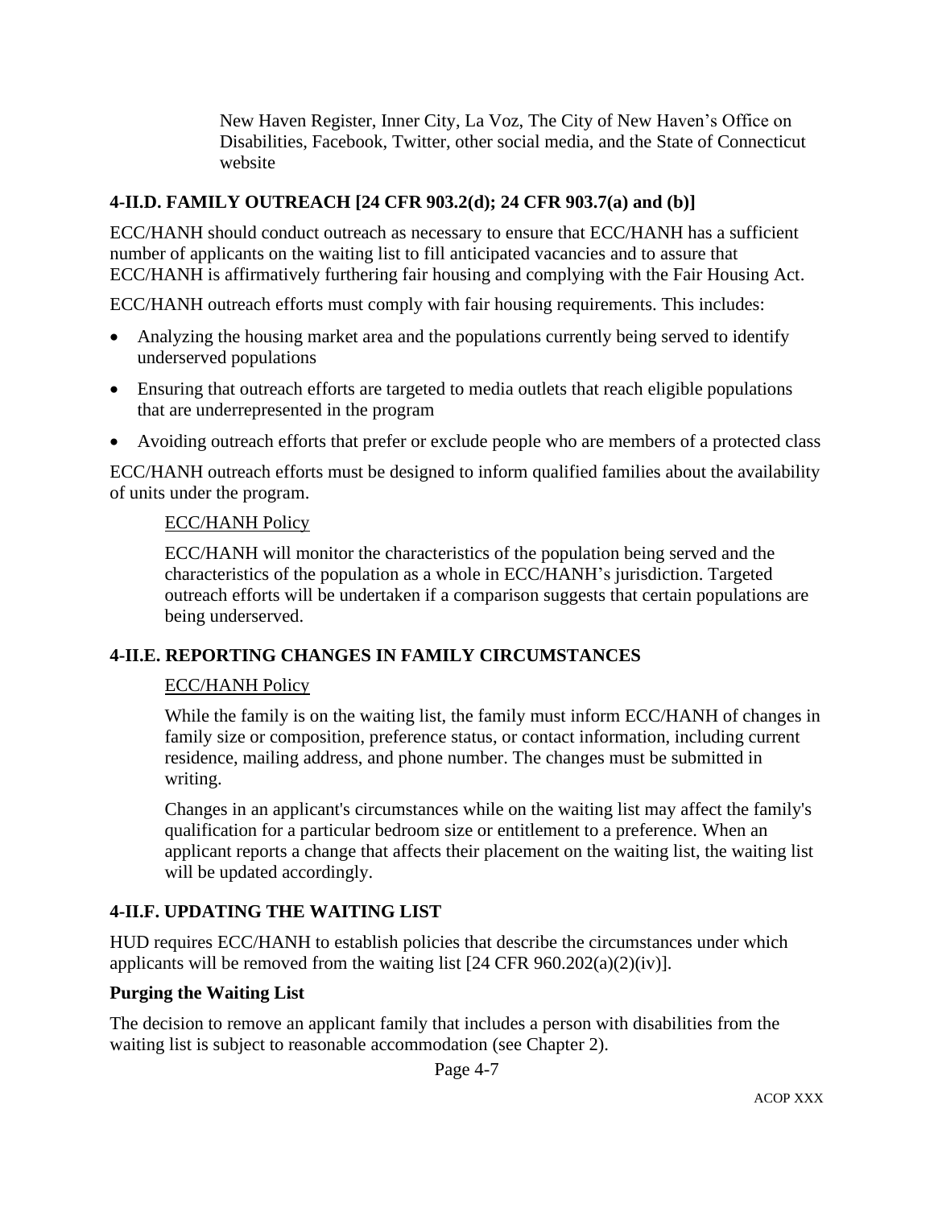New Haven Register, Inner City, La Voz, The City of New Haven's Office on Disabilities, Facebook, Twitter, other social media, and the State of Connecticut website

### 4-II.D. FAMILY OUTREACH [24 CFR 903.2(d); 24 CFR 903.7(a) and (b)]

ECC/HANH should conduct outreach as necessary to ensure that ECC/HANH has a sufficient number of applicants on the waiting list to fill anticipated vacancies and to assure that ECC/HANH is affirmatively furthering fair housing and complying with the Fair Housing Act.

ECC/HANH outreach efforts must comply with fair housing requirements. This includes:

- Analyzing the housing market area and the populations currently being served to identify underserved populations
- Ensuring that outreach efforts are targeted to media outlets that reach eligible populations that are underrepresented in the program
- Avoiding outreach efforts that prefer or exclude people who are members of a protected class

ECC/HANH outreach efforts must be designed to inform qualified families about the availability of units under the program.

<u>ECC/HANH Policy</u>

ECC/HANH will monitor the characteristics of the population being served and the characteristics of the population as a whole in ECC/HANH's jurisdiction. Targeted outreach efforts will be undertaken if a comparison suggests that certain populations are being underserved.

### 4-II.E. REPORTING CHANGES IN FAMILY CIRCUMSTANCES

<u>ECC/HANH Policy</u>

While the family is on the waiting list, the family must inform ECC/HANH of changes in family size or composition, preference status, or contact information, including current residence, mailing address, and phone number. The changes must be submitted in writing.

Changes in an applicant's circumstances while on the waiting list may affect the family's qualification for a particular bedroom size or entitlement to a preference. When an applicant reports a change that affects their placement on the waiting list, the waiting list will be updated accordingly.

### 4-II.F. UPDATING THE WAITING LIST

HUD requires ECC/HANH to establish policies that describe the circumstances under which applicants will be removed from the waiting list [24 CFR 960.202(a)(2)(iv)].

**Purging the Waiting List**

The decision to remove an applicant family that includes a person with disabilities from the waiting list is subject to reasonable accommodation (see Chapter 2).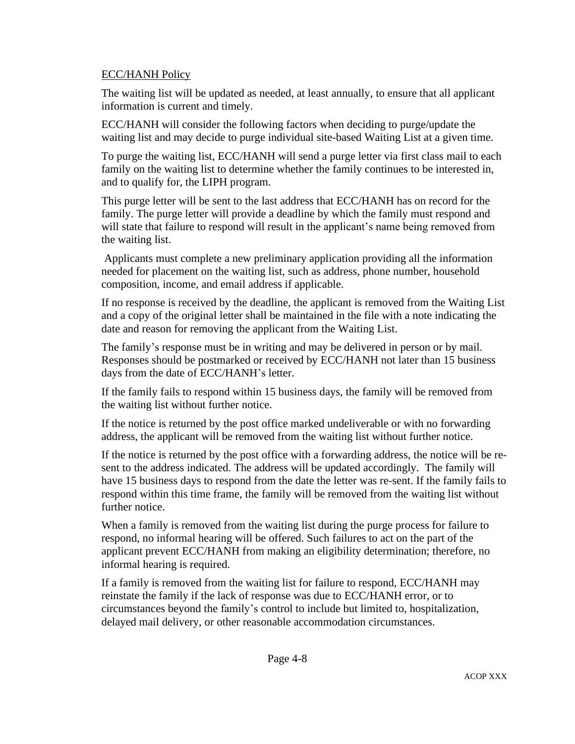ECC/HANH Policy

The waiting list will be updated as needed, at least annually, to ensure that all applicant information is current and timely.

ECC/HANH will consider the following factors when deciding to purge/update the waiting list and may decide to purge individual site-based Waiting List at a given time.

To purge the waiting list, ECC/HANH will send a purge letter via first class mail to each family on the waiting list to determine whether the family continues to be interested in, and to qualify for, the LIPH program.

This purge letter will be sent to the last address that ECC/HANH has on record for the family. The purge letter will provide a deadline by which the family must respond and will state that failure to respond will result in the applicant's name being removed from the waiting list.

Applicants must complete a new preliminary application providing all the information needed for placement on the waiting list, such as address, phone number, household composition, income, and email address if applicable.

If no response is received by the deadline, the applicant is removed from the Waiting List and a copy of the original letter shall be maintained in the file with a note indicating the date and reason for removing the applicant from the Waiting List.

The family's response must be in writing and may be delivered in person or by mail. Responses should be postmarked or received by ECC/HANH not later than 15 business days from the date of ECC/HANH's letter.

If the family fails to respond within 15 business days, the family will be removed from the waiting list without further notice.

If the notice is returned by the post office marked undeliverable or with no forwarding address, the applicant will be removed from the waiting list without further notice.

If the notice is returned by the post office with a forwarding address, the notice will be re-sent to the address indicated. The address will be updated accordingly. The family will have 15 business days to respond from the date the letter was re-sent. If the family fails to respond within this time frame, the family will be removed from the waiting list without further notice.

When a family is removed from the waiting list during the purge process for failure to respond, no informal hearing will be offered. Such failures to act on the part of the applicant prevent ECC/HANH from making an eligibility determination; therefore, no informal hearing is required.

If a family is removed from the waiting list for failure to respond, ECC/HANH may reinstate the family if the lack of response was due to ECC/HANH error, or to circumstances beyond the family's control to include but limited to, hospitalization, delayed mail delivery, or other reasonable accommodation circumstances.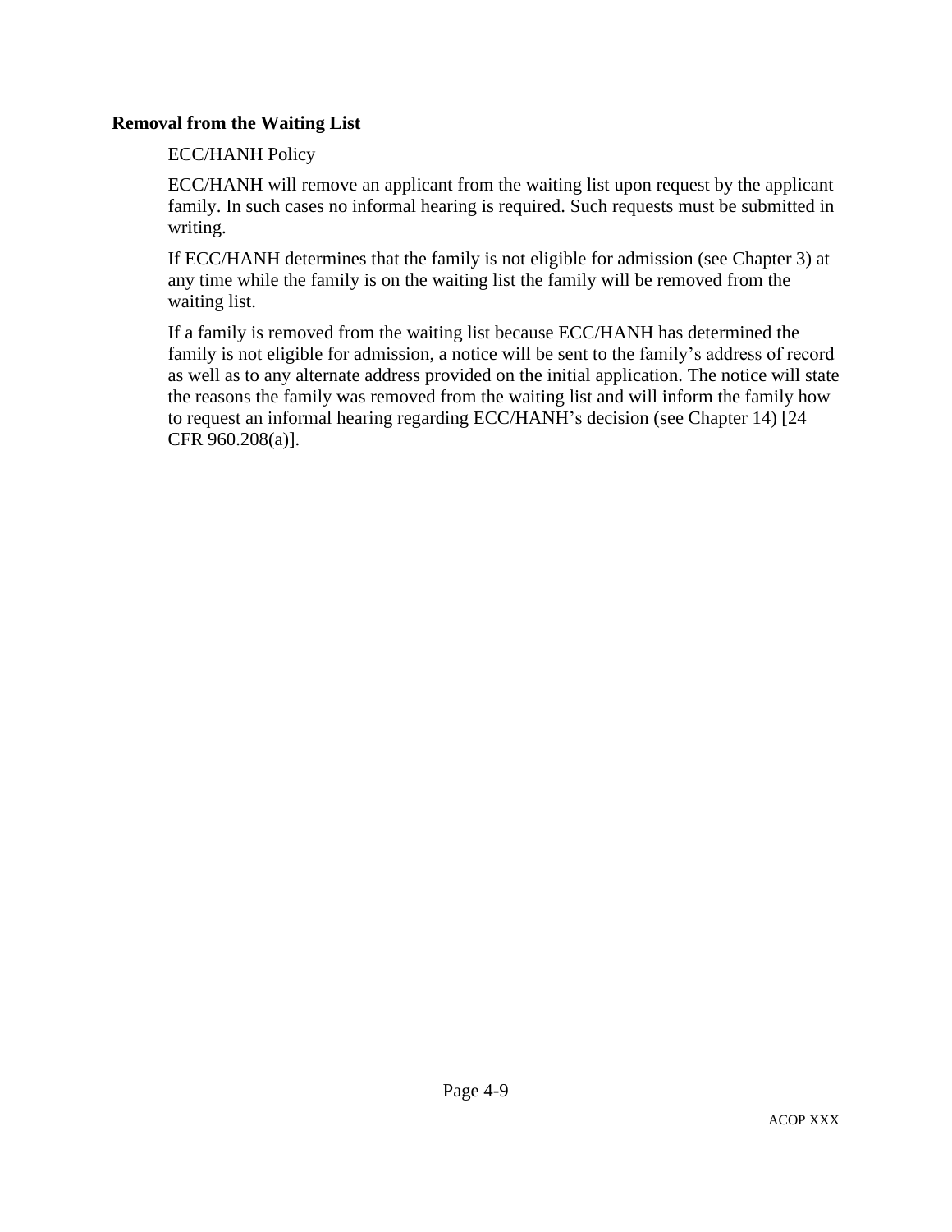**Removal from the Waiting List**

ECC/HANH Policy

ECC/HANH will remove an applicant from the waiting list upon request by the applicant family. In such cases no informal hearing is required. Such requests must be submitted in writing.

If ECC/HANH determines that the family is not eligible for admission (see Chapter 3) at any time while the family is on the waiting list the family will be removed from the waiting list.

If a family is removed from the waiting list because ECC/HANH has determined the family is not eligible for admission, a notice will be sent to the family's address of record as well as to any alternate address provided on the initial application. The notice will state the reasons the family was removed from the waiting list and will inform the family how to request an informal hearing regarding ECC/HANH's decision (see Chapter 14) [24 CFR 960.208(a)].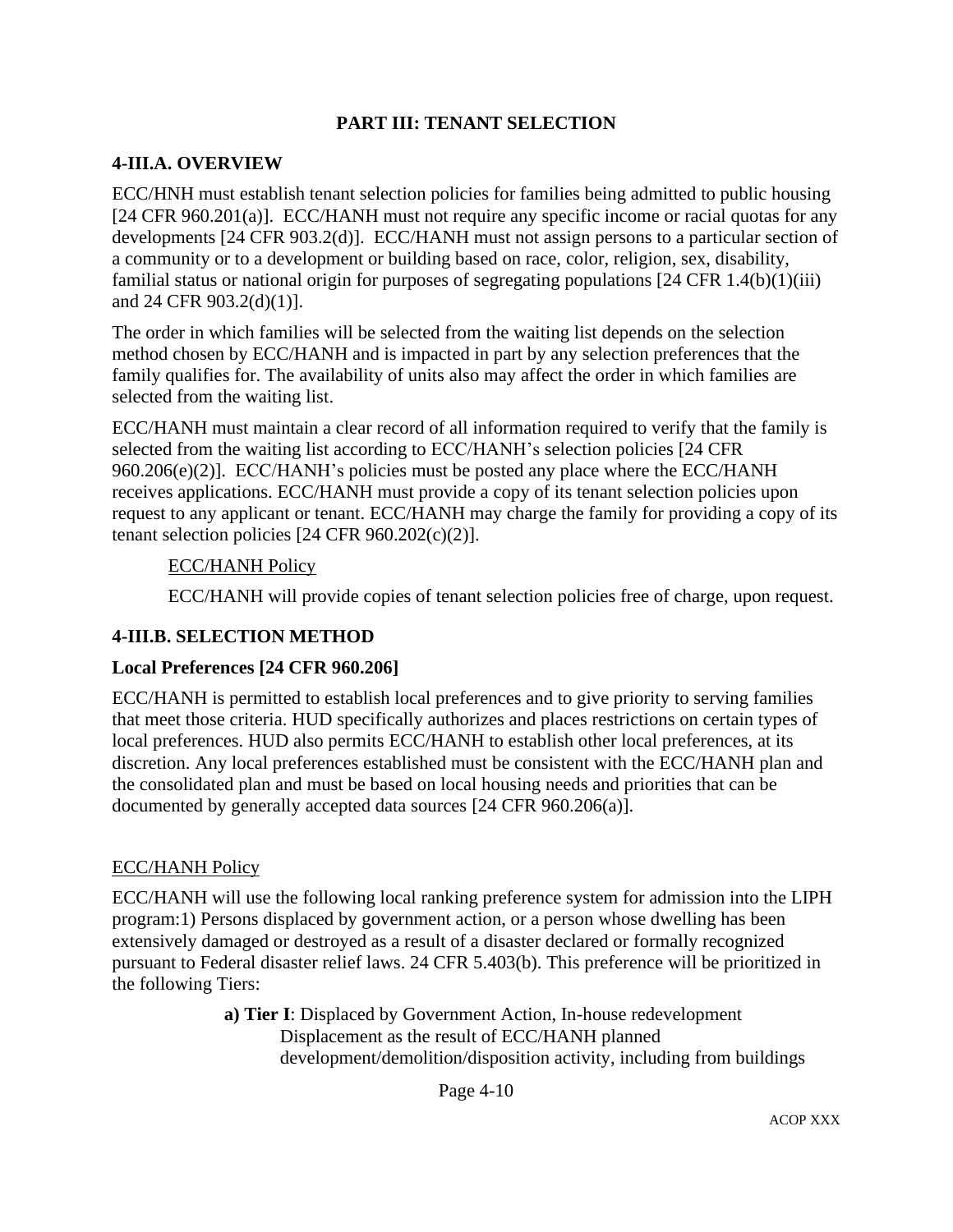## PART III: TENANT SELECTION

### 4-III.A. OVERVIEW

ECC/HNH must establish tenant selection policies for families being admitted to public housing [24 CFR 960.201(a)]. ECC/HANH must not require any specific income or racial quotas for any developments [24 CFR 903.2(d)]. ECC/HANH must not assign persons to a particular section of a community or to a development or building based on race, color, religion, sex, disability, familial status or national origin for purposes of segregating populations [24 CFR 1.4(b)(1)(iii) and 24 CFR 903.2(d)(1)].

The order in which families will be selected from the waiting list depends on the selection method chosen by ECC/HANH and is impacted in part by any selection preferences that the family qualifies for. The availability of units also may affect the order in which families are selected from the waiting list.

ECC/HANH must maintain a clear record of all information required to verify that the family is selected from the waiting list according to ECC/HANH's selection policies [24 CFR 960.206(e)(2)]. ECC/HANH's policies must be posted any place where the ECC/HANH receives applications. ECC/HANH must provide a copy of its tenant selection policies upon request to any applicant or tenant. ECC/HANH may charge the family for providing a copy of its tenant selection policies [24 CFR 960.202(c)(2)].

> ECC/HANH Policy
>
> ECC/HANH will provide copies of tenant selection policies free of charge, upon request.

### 4-III.B. SELECTION METHOD

**Local Preferences [24 CFR 960.206]**

ECC/HANH is permitted to establish local preferences and to give priority to serving families that meet those criteria. HUD specifically authorizes and places restrictions on certain types of local preferences. HUD also permits ECC/HANH to establish other local preferences, at its discretion. Any local preferences established must be consistent with the ECC/HANH plan and the consolidated plan and must be based on local housing needs and priorities that can be documented by generally accepted data sources [24 CFR 960.206(a)].

ECC/HANH Policy

ECC/HANH will use the following local ranking preference system for admission into the LIPH program:1) Persons displaced by government action, or a person whose dwelling has been extensively damaged or destroyed as a result of a disaster declared or formally recognized pursuant to Federal disaster relief laws. 24 CFR 5.403(b). This preference will be prioritized in the following Tiers:

> **a) Tier I**: Displaced by Government Action, In-house redevelopment Displacement as the result of ECC/HANH planned development/demolition/disposition activity, including from buildings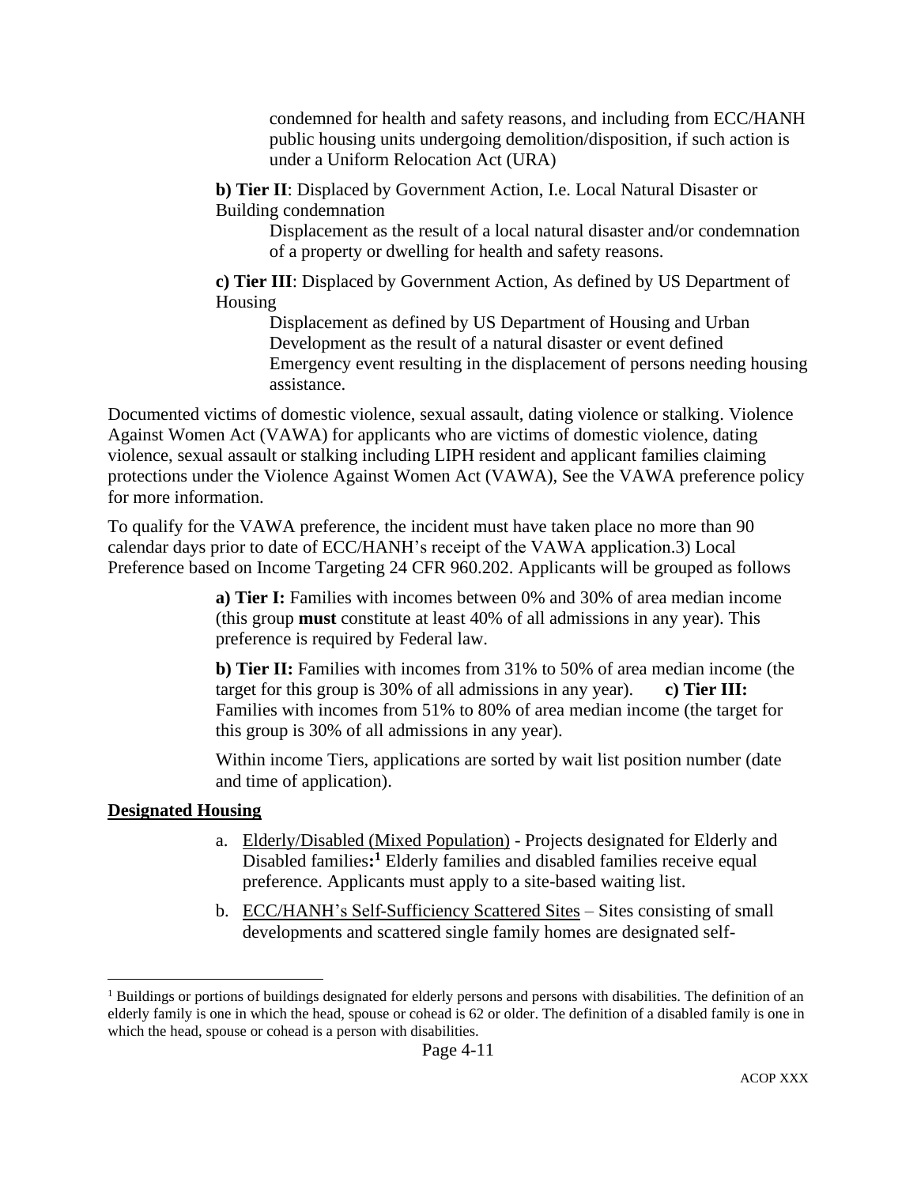condemned for health and safety reasons, and including from ECC/HANH public housing units undergoing demolition/disposition, if such action is under a Uniform Relocation Act (URA)

**b) Tier II**: Displaced by Government Action, I.e. Local Natural Disaster or Building condemnation

Displacement as the result of a local natural disaster and/or condemnation of a property or dwelling for health and safety reasons.

**c) Tier III**: Displaced by Government Action, As defined by US Department of Housing

Displacement as defined by US Department of Housing and Urban Development as the result of a natural disaster or event defined Emergency event resulting in the displacement of persons needing housing assistance.

Documented victims of domestic violence, sexual assault, dating violence or stalking. Violence Against Women Act (VAWA) for applicants who are victims of domestic violence, dating violence, sexual assault or stalking including LIPH resident and applicant families claiming protections under the Violence Against Women Act (VAWA), See the VAWA preference policy for more information.

To qualify for the VAWA preference, the incident must have taken place no more than 90 calendar days prior to date of ECC/HANH's receipt of the VAWA application.3) Local Preference based on Income Targeting 24 CFR 960.202. Applicants will be grouped as follows

**a) Tier I:** Families with incomes between 0% and 30% of area median income (this group **must** constitute at least 40% of all admissions in any year). This preference is required by Federal law.

**b) Tier II:** Families with incomes from 31% to 50% of area median income (the target for this group is 30% of all admissions in any year). **c) Tier III:** Families with incomes from 51% to 80% of area median income (the target for this group is 30% of all admissions in any year).

Within income Tiers, applications are sorted by wait list position number (date and time of application).

**Designated Housing**

a. Elderly/Disabled (Mixed Population) - Projects designated for Elderly and Disabled families**:**[1] Elderly families and disabled families receive equal preference. Applicants must apply to a site-based waiting list.

b. ECC/HANH's Self-Sufficiency Scattered Sites – Sites consisting of small developments and scattered single family homes are designated self-

[1] Buildings or portions of buildings designated for elderly persons and persons with disabilities. The definition of an elderly family is one in which the head, spouse or cohead is 62 or older. The definition of a disabled family is one in which the head, spouse or cohead is a person with disabilities.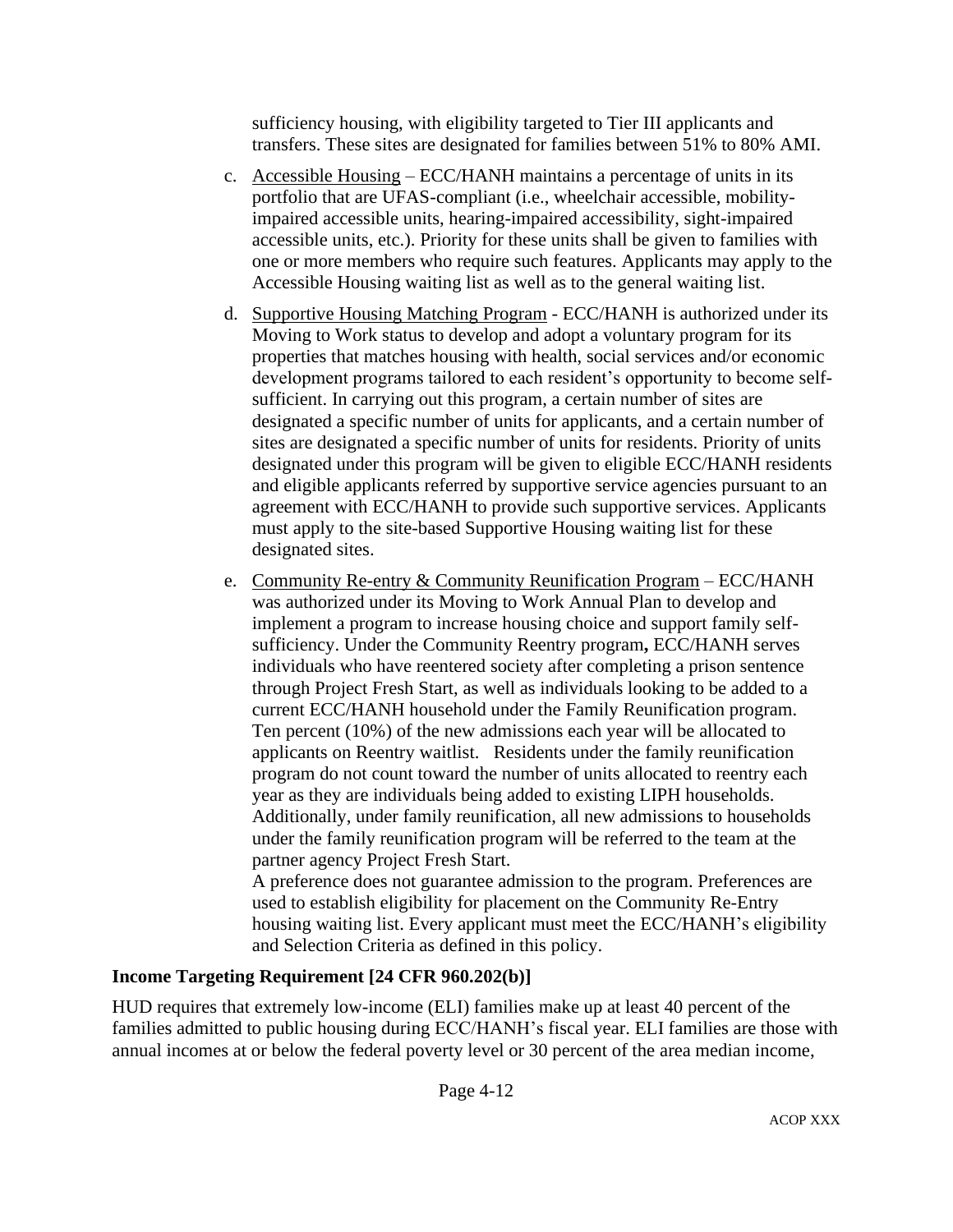sufficiency housing, with eligibility targeted to Tier III applicants and transfers. These sites are designated for families between 51% to 80% AMI.

c. Accessible Housing – ECC/HANH maintains a percentage of units in its portfolio that are UFAS-compliant (i.e., wheelchair accessible, mobility-impaired accessible units, hearing-impaired accessibility, sight-impaired accessible units, etc.). Priority for these units shall be given to families with one or more members who require such features. Applicants may apply to the Accessible Housing waiting list as well as to the general waiting list.

d. Supportive Housing Matching Program - ECC/HANH is authorized under its Moving to Work status to develop and adopt a voluntary program for its properties that matches housing with health, social services and/or economic development programs tailored to each resident's opportunity to become self-sufficient. In carrying out this program, a certain number of sites are designated a specific number of units for applicants, and a certain number of sites are designated a specific number of units for residents. Priority of units designated under this program will be given to eligible ECC/HANH residents and eligible applicants referred by supportive service agencies pursuant to an agreement with ECC/HANH to provide such supportive services. Applicants must apply to the site-based Supportive Housing waiting list for these designated sites.

e. Community Re-entry & Community Reunification Program – ECC/HANH was authorized under its Moving to Work Annual Plan to develop and implement a program to increase housing choice and support family self-sufficiency. Under the Community Reentry program**,** ECC/HANH serves individuals who have reentered society after completing a prison sentence through Project Fresh Start, as well as individuals looking to be added to a current ECC/HANH household under the Family Reunification program. Ten percent (10%) of the new admissions each year will be allocated to applicants on Reentry waitlist. Residents under the family reunification program do not count toward the number of units allocated to reentry each year as they are individuals being added to existing LIPH households. Additionally, under family reunification, all new admissions to households under the family reunification program will be referred to the team at the partner agency Project Fresh Start.
A preference does not guarantee admission to the program. Preferences are used to establish eligibility for placement on the Community Re-Entry housing waiting list. Every applicant must meet the ECC/HANH's eligibility and Selection Criteria as defined in this policy.

**Income Targeting Requirement [24 CFR 960.202(b)]**

HUD requires that extremely low-income (ELI) families make up at least 40 percent of the families admitted to public housing during ECC/HANH's fiscal year. ELI families are those with annual incomes at or below the federal poverty level or 30 percent of the area median income,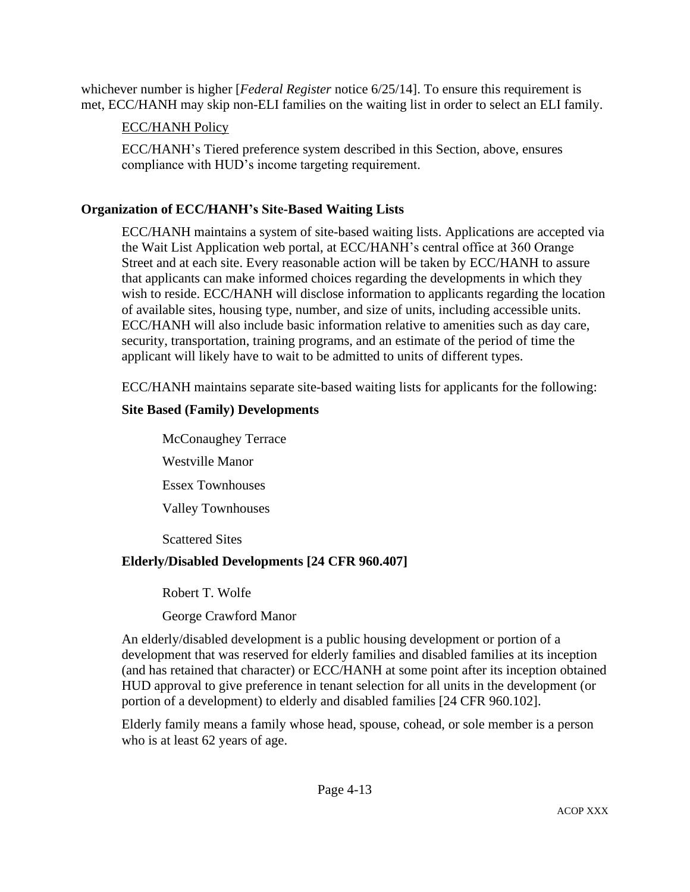whichever number is higher [*Federal Register* notice 6/25/14]. To ensure this requirement is met, ECC/HANH may skip non-ELI families on the waiting list in order to select an ELI family.

<u>ECC/HANH Policy</u>

ECC/HANH's Tiered preference system described in this Section, above, ensures compliance with HUD's income targeting requirement.

**Organization of ECC/HANH's Site-Based Waiting Lists**

ECC/HANH maintains a system of site-based waiting lists. Applications are accepted via the Wait List Application web portal, at ECC/HANH's central office at 360 Orange Street and at each site. Every reasonable action will be taken by ECC/HANH to assure that applicants can make informed choices regarding the developments in which they wish to reside. ECC/HANH will disclose information to applicants regarding the location of available sites, housing type, number, and size of units, including accessible units. ECC/HANH will also include basic information relative to amenities such as day care, security, transportation, training programs, and an estimate of the period of time the applicant will likely have to wait to be admitted to units of different types.

ECC/HANH maintains separate site-based waiting lists for applicants for the following:

**Site Based (Family) Developments**

McConaughey Terrace

Westville Manor

Essex Townhouses

Valley Townhouses

Scattered Sites

**Elderly/Disabled Developments [24 CFR 960.407]**

Robert T. Wolfe

George Crawford Manor

An elderly/disabled development is a public housing development or portion of a development that was reserved for elderly families and disabled families at its inception (and has retained that character) or ECC/HANH at some point after its inception obtained HUD approval to give preference in tenant selection for all units in the development (or portion of a development) to elderly and disabled families [24 CFR 960.102].

Elderly family means a family whose head, spouse, cohead, or sole member is a person who is at least 62 years of age.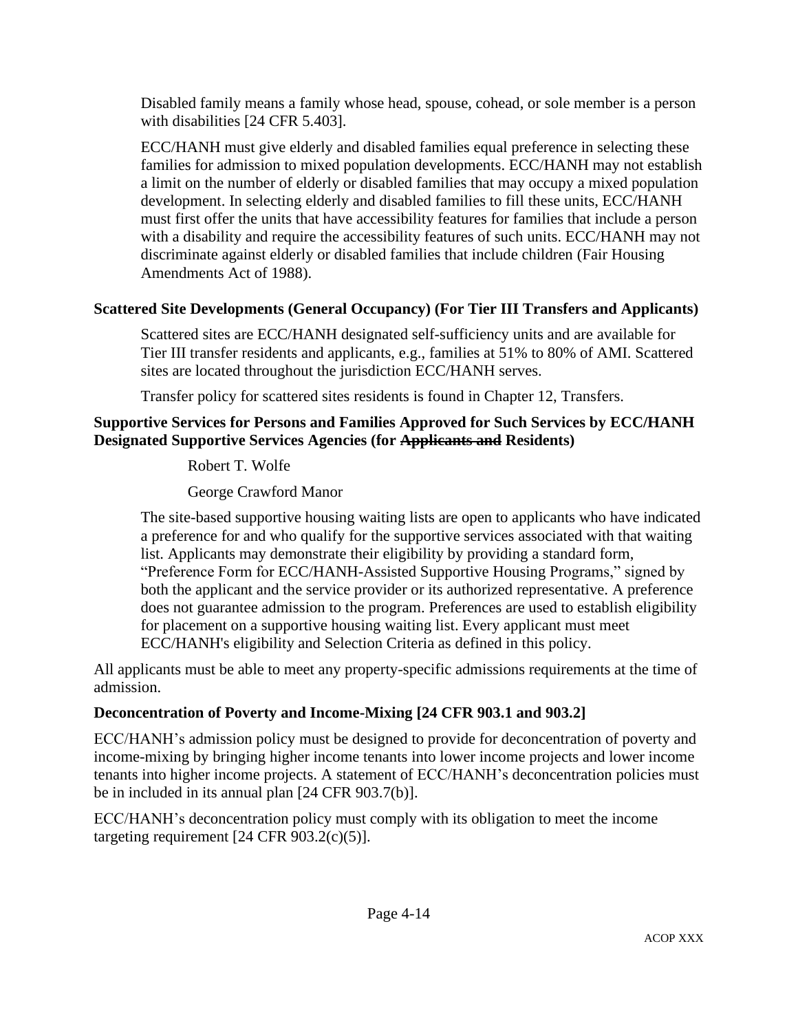Disabled family means a family whose head, spouse, cohead, or sole member is a person with disabilities [24 CFR 5.403].

ECC/HANH must give elderly and disabled families equal preference in selecting these families for admission to mixed population developments. ECC/HANH may not establish a limit on the number of elderly or disabled families that may occupy a mixed population development. In selecting elderly and disabled families to fill these units, ECC/HANH must first offer the units that have accessibility features for families that include a person with a disability and require the accessibility features of such units. ECC/HANH may not discriminate against elderly or disabled families that include children (Fair Housing Amendments Act of 1988).

**Scattered Site Developments (General Occupancy) (For Tier III Transfers and Applicants)**

Scattered sites are ECC/HANH designated self-sufficiency units and are available for Tier III transfer residents and applicants, e.g., families at 51% to 80% of AMI. Scattered sites are located throughout the jurisdiction ECC/HANH serves.

Transfer policy for scattered sites residents is found in Chapter 12, Transfers.

**Supportive Services for Persons and Families Approved for Such Services by ECC/HANH Designated Supportive Services Agencies (for ~~Applicants and~~ Residents)**

Robert T. Wolfe

George Crawford Manor

The site-based supportive housing waiting lists are open to applicants who have indicated a preference for and who qualify for the supportive services associated with that waiting list. Applicants may demonstrate their eligibility by providing a standard form, "Preference Form for ECC/HANH-Assisted Supportive Housing Programs," signed by both the applicant and the service provider or its authorized representative. A preference does not guarantee admission to the program. Preferences are used to establish eligibility for placement on a supportive housing waiting list. Every applicant must meet ECC/HANH's eligibility and Selection Criteria as defined in this policy.

All applicants must be able to meet any property-specific admissions requirements at the time of admission.

**Deconcentration of Poverty and Income-Mixing [24 CFR 903.1 and 903.2]**

ECC/HANH's admission policy must be designed to provide for deconcentration of poverty and income-mixing by bringing higher income tenants into lower income projects and lower income tenants into higher income projects. A statement of ECC/HANH's deconcentration policies must be in included in its annual plan [24 CFR 903.7(b)].

ECC/HANH's deconcentration policy must comply with its obligation to meet the income targeting requirement [24 CFR 903.2(c)(5)].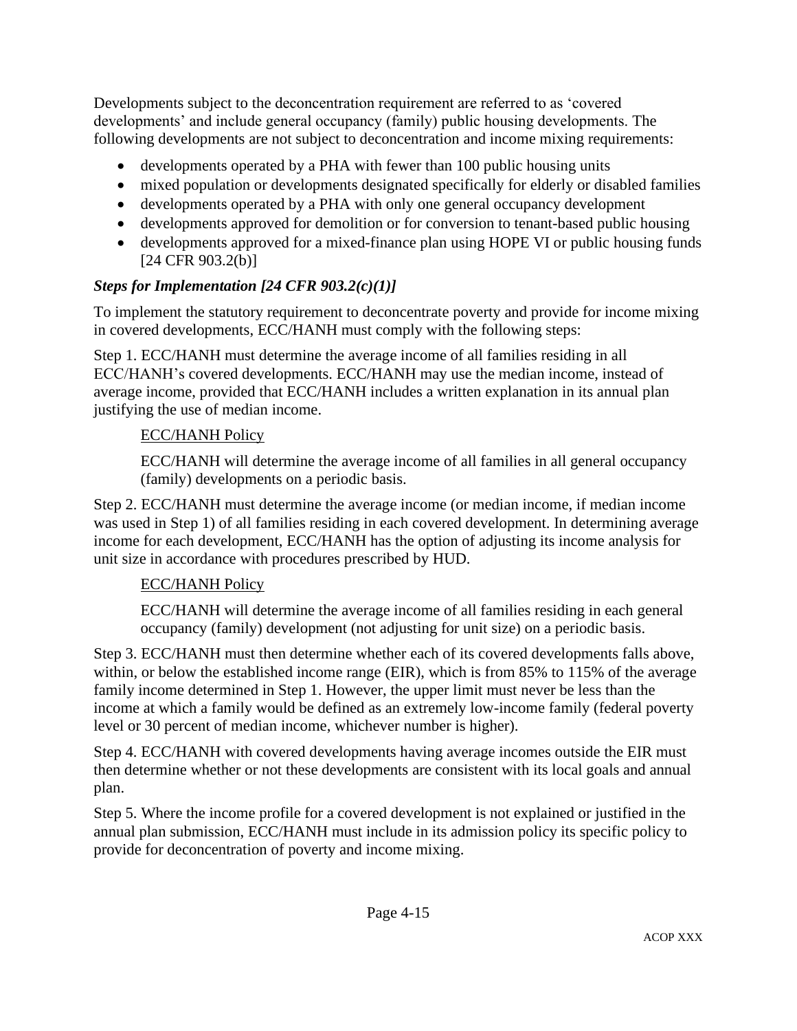Developments subject to the deconcentration requirement are referred to as 'covered developments' and include general occupancy (family) public housing developments. The following developments are not subject to deconcentration and income mixing requirements:

- developments operated by a PHA with fewer than 100 public housing units
- mixed population or developments designated specifically for elderly or disabled families
- developments operated by a PHA with only one general occupancy development
- developments approved for demolition or for conversion to tenant-based public housing
- developments approved for a mixed-finance plan using HOPE VI or public housing funds [24 CFR 903.2(b)]

### *Steps for Implementation [24 CFR 903.2(c)(1)]*

To implement the statutory requirement to deconcentrate poverty and provide for income mixing in covered developments, ECC/HANH must comply with the following steps:

Step 1. ECC/HANH must determine the average income of all families residing in all ECC/HANH's covered developments. ECC/HANH may use the median income, instead of average income, provided that ECC/HANH includes a written explanation in its annual plan justifying the use of median income.

> ECC/HANH Policy
>
> ECC/HANH will determine the average income of all families in all general occupancy (family) developments on a periodic basis.

Step 2. ECC/HANH must determine the average income (or median income, if median income was used in Step 1) of all families residing in each covered development. In determining average income for each development, ECC/HANH has the option of adjusting its income analysis for unit size in accordance with procedures prescribed by HUD.

> ECC/HANH Policy
>
> ECC/HANH will determine the average income of all families residing in each general occupancy (family) development (not adjusting for unit size) on a periodic basis.

Step 3. ECC/HANH must then determine whether each of its covered developments falls above, within, or below the established income range (EIR), which is from 85% to 115% of the average family income determined in Step 1. However, the upper limit must never be less than the income at which a family would be defined as an extremely low-income family (federal poverty level or 30 percent of median income, whichever number is higher).

Step 4. ECC/HANH with covered developments having average incomes outside the EIR must then determine whether or not these developments are consistent with its local goals and annual plan.

Step 5. Where the income profile for a covered development is not explained or justified in the annual plan submission, ECC/HANH must include in its admission policy its specific policy to provide for deconcentration of poverty and income mixing.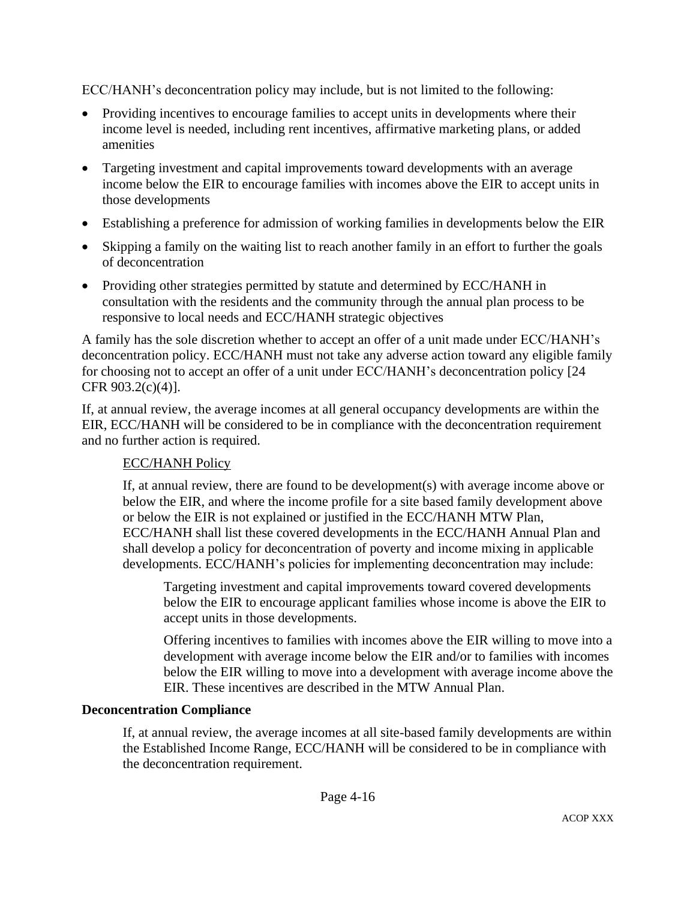ECC/HANH's deconcentration policy may include, but is not limited to the following:

- Providing incentives to encourage families to accept units in developments where their income level is needed, including rent incentives, affirmative marketing plans, or added amenities
- Targeting investment and capital improvements toward developments with an average income below the EIR to encourage families with incomes above the EIR to accept units in those developments
- Establishing a preference for admission of working families in developments below the EIR
- Skipping a family on the waiting list to reach another family in an effort to further the goals of deconcentration
- Providing other strategies permitted by statute and determined by ECC/HANH in consultation with the residents and the community through the annual plan process to be responsive to local needs and ECC/HANH strategic objectives

A family has the sole discretion whether to accept an offer of a unit made under ECC/HANH's deconcentration policy. ECC/HANH must not take any adverse action toward any eligible family for choosing not to accept an offer of a unit under ECC/HANH's deconcentration policy [24 CFR 903.2(c)(4)].

If, at annual review, the average incomes at all general occupancy developments are within the EIR, ECC/HANH will be considered to be in compliance with the deconcentration requirement and no further action is required.

> ECC/HANH Policy
>
> If, at annual review, there are found to be development(s) with average income above or below the EIR, and where the income profile for a site based family development above or below the EIR is not explained or justified in the ECC/HANH MTW Plan, ECC/HANH shall list these covered developments in the ECC/HANH Annual Plan and shall develop a policy for deconcentration of poverty and income mixing in applicable developments. ECC/HANH's policies for implementing deconcentration may include:
>
> > Targeting investment and capital improvements toward covered developments below the EIR to encourage applicant families whose income is above the EIR to accept units in those developments.
> >
> > Offering incentives to families with incomes above the EIR willing to move into a development with average income below the EIR and/or to families with incomes below the EIR willing to move into a development with average income above the EIR. These incentives are described in the MTW Annual Plan.

**Deconcentration Compliance**

> If, at annual review, the average incomes at all site-based family developments are within the Established Income Range, ECC/HANH will be considered to be in compliance with the deconcentration requirement.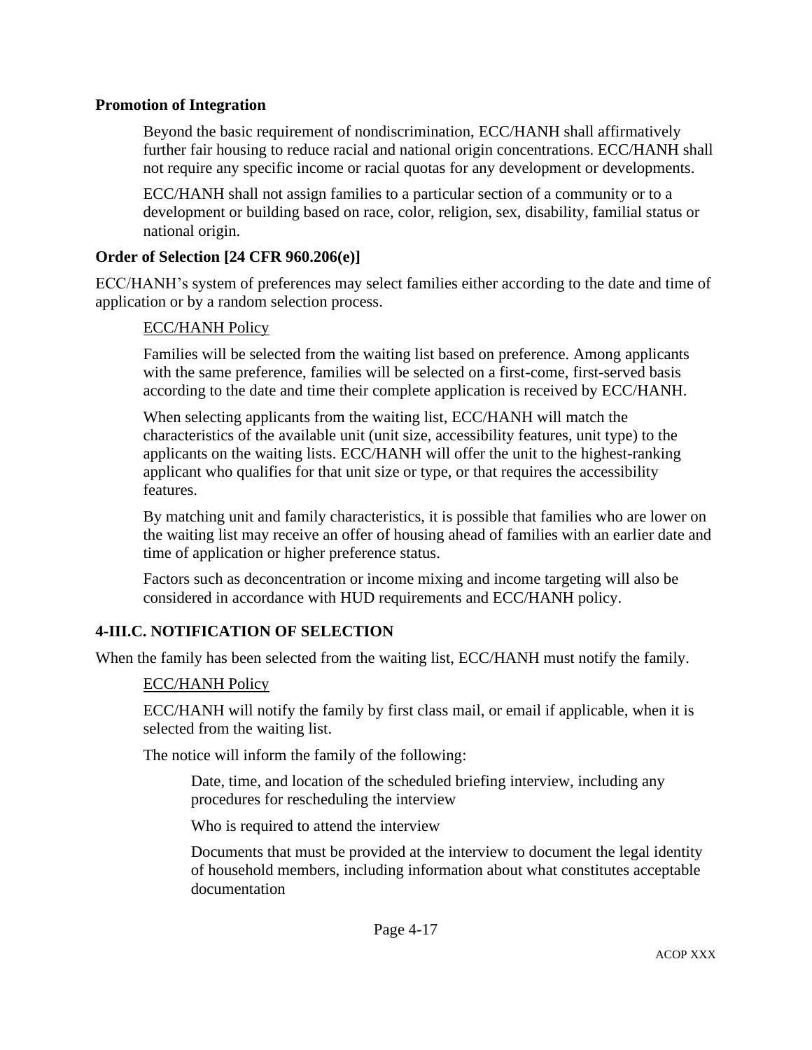**Promotion of Integration**

Beyond the basic requirement of nondiscrimination, ECC/HANH shall affirmatively further fair housing to reduce racial and national origin concentrations. ECC/HANH shall not require any specific income or racial quotas for any development or developments.

ECC/HANH shall not assign families to a particular section of a community or to a development or building based on race, color, religion, sex, disability, familial status or national origin.

**Order of Selection [24 CFR 960.206(e)]**

ECC/HANH's system of preferences may select families either according to the date and time of application or by a random selection process.

<u>ECC/HANH Policy</u>

Families will be selected from the waiting list based on preference. Among applicants with the same preference, families will be selected on a first-come, first-served basis according to the date and time their complete application is received by ECC/HANH.

When selecting applicants from the waiting list, ECC/HANH will match the characteristics of the available unit (unit size, accessibility features, unit type) to the applicants on the waiting lists. ECC/HANH will offer the unit to the highest-ranking applicant who qualifies for that unit size or type, or that requires the accessibility features.

By matching unit and family characteristics, it is possible that families who are lower on the waiting list may receive an offer of housing ahead of families with an earlier date and time of application or higher preference status.

Factors such as deconcentration or income mixing and income targeting will also be considered in accordance with HUD requirements and ECC/HANH policy.

## 4-III.C. NOTIFICATION OF SELECTION

When the family has been selected from the waiting list, ECC/HANH must notify the family.

<u>ECC/HANH Policy</u>

ECC/HANH will notify the family by first class mail, or email if applicable, when it is selected from the waiting list.

The notice will inform the family of the following:

Date, time, and location of the scheduled briefing interview, including any procedures for rescheduling the interview

Who is required to attend the interview

Documents that must be provided at the interview to document the legal identity of household members, including information about what constitutes acceptable documentation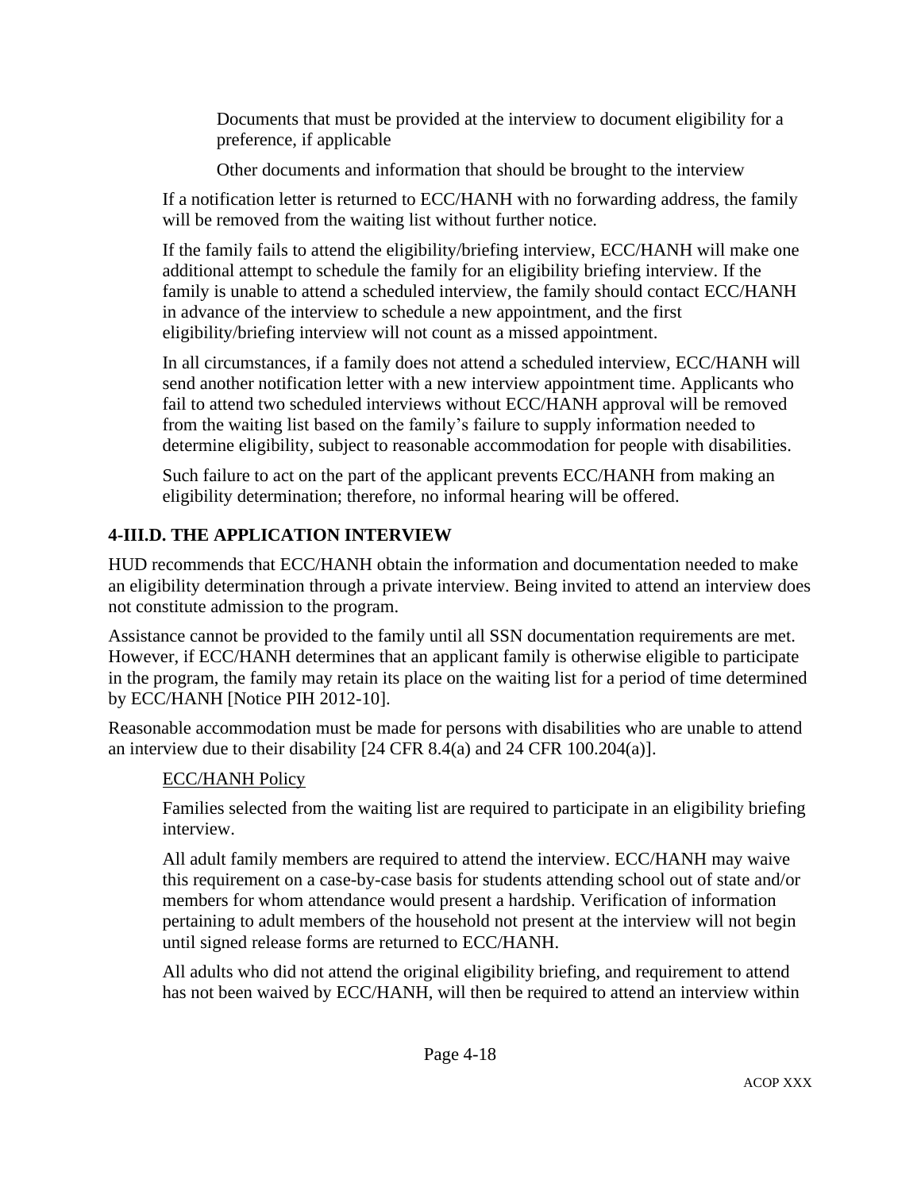Documents that must be provided at the interview to document eligibility for a preference, if applicable

Other documents and information that should be brought to the interview

If a notification letter is returned to ECC/HANH with no forwarding address, the family will be removed from the waiting list without further notice.

If the family fails to attend the eligibility/briefing interview, ECC/HANH will make one additional attempt to schedule the family for an eligibility briefing interview. If the family is unable to attend a scheduled interview, the family should contact ECC/HANH in advance of the interview to schedule a new appointment, and the first eligibility/briefing interview will not count as a missed appointment.

In all circumstances, if a family does not attend a scheduled interview, ECC/HANH will send another notification letter with a new interview appointment time. Applicants who fail to attend two scheduled interviews without ECC/HANH approval will be removed from the waiting list based on the family's failure to supply information needed to determine eligibility, subject to reasonable accommodation for people with disabilities.

Such failure to act on the part of the applicant prevents ECC/HANH from making an eligibility determination; therefore, no informal hearing will be offered.

### 4-III.D. THE APPLICATION INTERVIEW

HUD recommends that ECC/HANH obtain the information and documentation needed to make an eligibility determination through a private interview. Being invited to attend an interview does not constitute admission to the program.

Assistance cannot be provided to the family until all SSN documentation requirements are met. However, if ECC/HANH determines that an applicant family is otherwise eligible to participate in the program, the family may retain its place on the waiting list for a period of time determined by ECC/HANH [Notice PIH 2012-10].

Reasonable accommodation must be made for persons with disabilities who are unable to attend an interview due to their disability [24 CFR 8.4(a) and 24 CFR 100.204(a)].

ECC/HANH Policy

Families selected from the waiting list are required to participate in an eligibility briefing interview.

All adult family members are required to attend the interview. ECC/HANH may waive this requirement on a case-by-case basis for students attending school out of state and/or members for whom attendance would present a hardship. Verification of information pertaining to adult members of the household not present at the interview will not begin until signed release forms are returned to ECC/HANH.

All adults who did not attend the original eligibility briefing, and requirement to attend has not been waived by ECC/HANH, will then be required to attend an interview within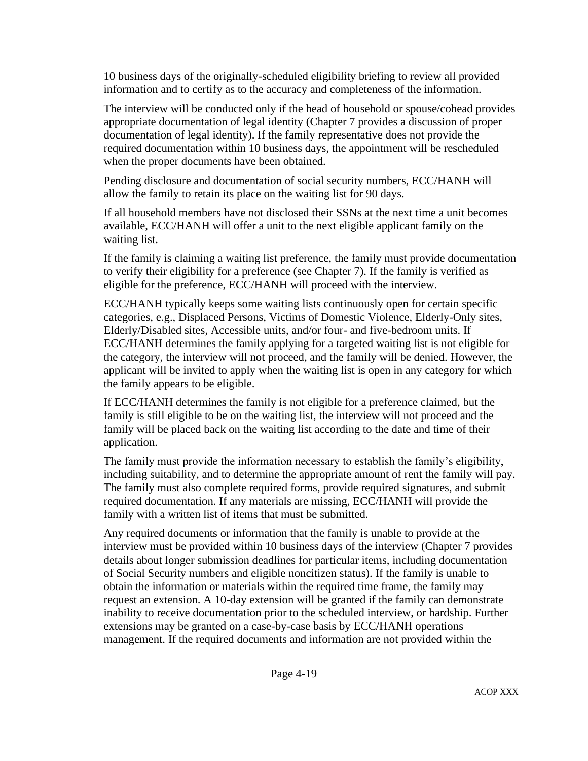10 business days of the originally-scheduled eligibility briefing to review all provided information and to certify as to the accuracy and completeness of the information.

The interview will be conducted only if the head of household or spouse/cohead provides appropriate documentation of legal identity (Chapter 7 provides a discussion of proper documentation of legal identity). If the family representative does not provide the required documentation within 10 business days, the appointment will be rescheduled when the proper documents have been obtained.

Pending disclosure and documentation of social security numbers, ECC/HANH will allow the family to retain its place on the waiting list for 90 days.

If all household members have not disclosed their SSNs at the next time a unit becomes available, ECC/HANH will offer a unit to the next eligible applicant family on the waiting list.

If the family is claiming a waiting list preference, the family must provide documentation to verify their eligibility for a preference (see Chapter 7). If the family is verified as eligible for the preference, ECC/HANH will proceed with the interview.

ECC/HANH typically keeps some waiting lists continuously open for certain specific categories, e.g., Displaced Persons, Victims of Domestic Violence, Elderly-Only sites, Elderly/Disabled sites, Accessible units, and/or four- and five-bedroom units. If ECC/HANH determines the family applying for a targeted waiting list is not eligible for the category, the interview will not proceed, and the family will be denied. However, the applicant will be invited to apply when the waiting list is open in any category for which the family appears to be eligible.

If ECC/HANH determines the family is not eligible for a preference claimed, but the family is still eligible to be on the waiting list, the interview will not proceed and the family will be placed back on the waiting list according to the date and time of their application.

The family must provide the information necessary to establish the family's eligibility, including suitability, and to determine the appropriate amount of rent the family will pay. The family must also complete required forms, provide required signatures, and submit required documentation. If any materials are missing, ECC/HANH will provide the family with a written list of items that must be submitted.

Any required documents or information that the family is unable to provide at the interview must be provided within 10 business days of the interview (Chapter 7 provides details about longer submission deadlines for particular items, including documentation of Social Security numbers and eligible noncitizen status). If the family is unable to obtain the information or materials within the required time frame, the family may request an extension. A 10-day extension will be granted if the family can demonstrate inability to receive documentation prior to the scheduled interview, or hardship. Further extensions may be granted on a case-by-case basis by ECC/HANH operations management. If the required documents and information are not provided within the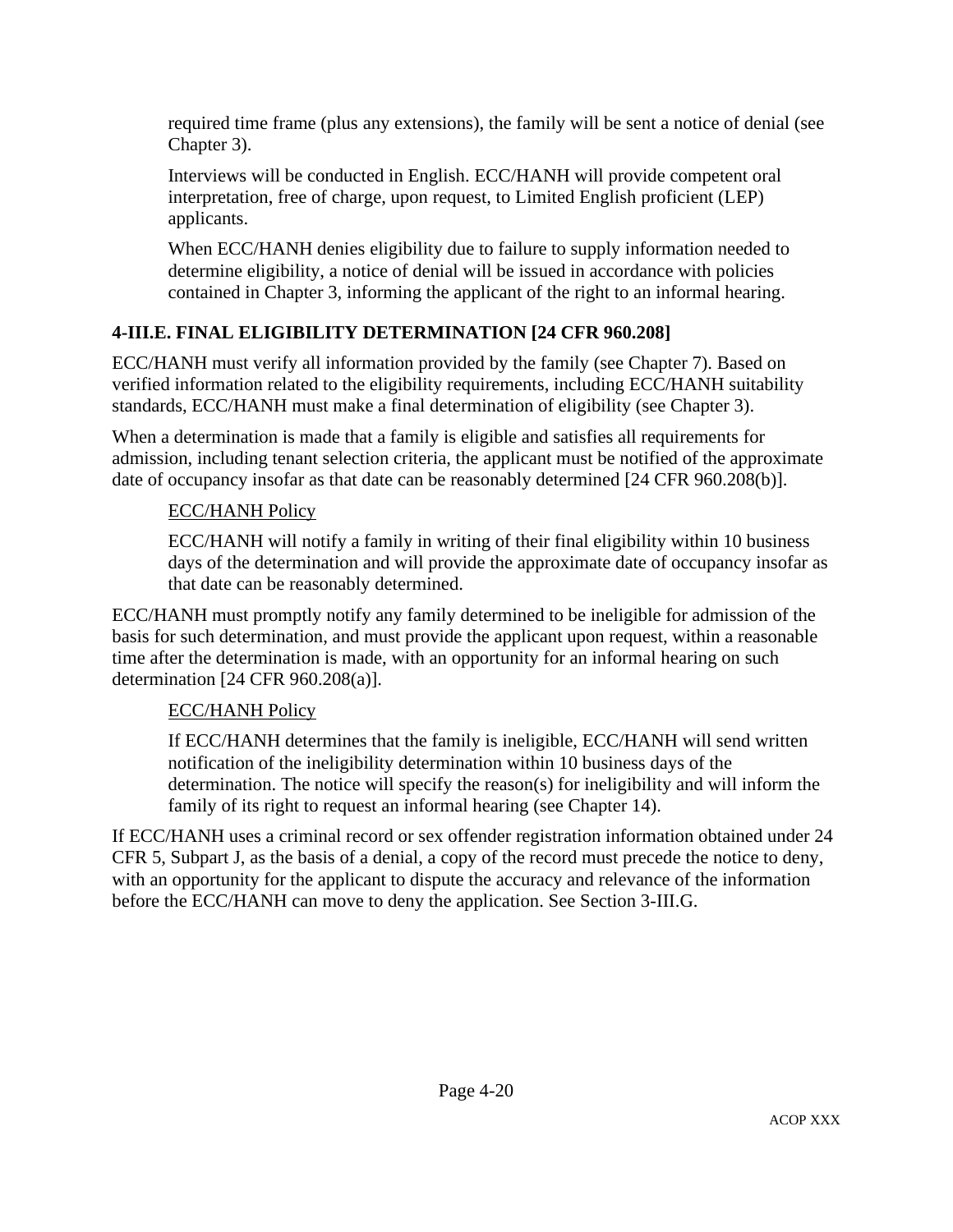required time frame (plus any extensions), the family will be sent a notice of denial (see Chapter 3).

Interviews will be conducted in English. ECC/HANH will provide competent oral interpretation, free of charge, upon request, to Limited English proficient (LEP) applicants.

When ECC/HANH denies eligibility due to failure to supply information needed to determine eligibility, a notice of denial will be issued in accordance with policies contained in Chapter 3, informing the applicant of the right to an informal hearing.

### 4-III.E. FINAL ELIGIBILITY DETERMINATION [24 CFR 960.208]

ECC/HANH must verify all information provided by the family (see Chapter 7). Based on verified information related to the eligibility requirements, including ECC/HANH suitability standards, ECC/HANH must make a final determination of eligibility (see Chapter 3).

When a determination is made that a family is eligible and satisfies all requirements for admission, including tenant selection criteria, the applicant must be notified of the approximate date of occupancy insofar as that date can be reasonably determined [24 CFR 960.208(b)].

ECC/HANH Policy

ECC/HANH will notify a family in writing of their final eligibility within 10 business days of the determination and will provide the approximate date of occupancy insofar as that date can be reasonably determined.

ECC/HANH must promptly notify any family determined to be ineligible for admission of the basis for such determination, and must provide the applicant upon request, within a reasonable time after the determination is made, with an opportunity for an informal hearing on such determination [24 CFR 960.208(a)].

ECC/HANH Policy

If ECC/HANH determines that the family is ineligible, ECC/HANH will send written notification of the ineligibility determination within 10 business days of the determination. The notice will specify the reason(s) for ineligibility and will inform the family of its right to request an informal hearing (see Chapter 14).

If ECC/HANH uses a criminal record or sex offender registration information obtained under 24 CFR 5, Subpart J, as the basis of a denial, a copy of the record must precede the notice to deny, with an opportunity for the applicant to dispute the accuracy and relevance of the information before the ECC/HANH can move to deny the application. See Section 3-III.G.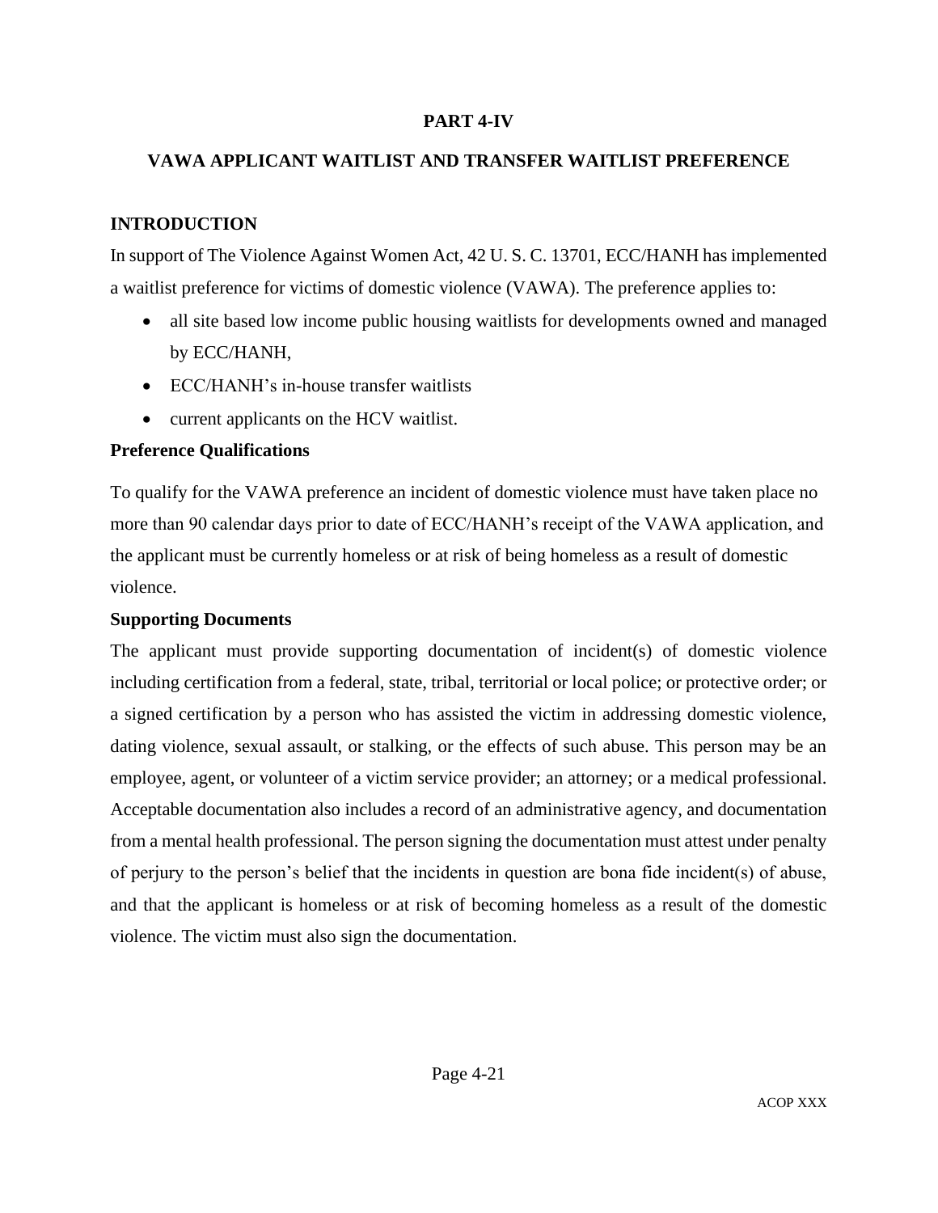# PART 4-IV

## VAWA APPLICANT WAITLIST AND TRANSFER WAITLIST PREFERENCE

### INTRODUCTION

In support of The Violence Against Women Act, 42 U. S. C. 13701, ECC/HANH has implemented a waitlist preference for victims of domestic violence (VAWA). The preference applies to:

- all site based low income public housing waitlists for developments owned and managed by ECC/HANH,
- ECC/HANH's in-house transfer waitlists
- current applicants on the HCV waitlist.

### Preference Qualifications

To qualify for the VAWA preference an incident of domestic violence must have taken place no more than 90 calendar days prior to date of ECC/HANH's receipt of the VAWA application, and the applicant must be currently homeless or at risk of being homeless as a result of domestic violence.

### Supporting Documents

The applicant must provide supporting documentation of incident(s) of domestic violence including certification from a federal, state, tribal, territorial or local police; or protective order; or a signed certification by a person who has assisted the victim in addressing domestic violence, dating violence, sexual assault, or stalking, or the effects of such abuse. This person may be an employee, agent, or volunteer of a victim service provider; an attorney; or a medical professional. Acceptable documentation also includes a record of an administrative agency, and documentation from a mental health professional. The person signing the documentation must attest under penalty of perjury to the person's belief that the incidents in question are bona fide incident(s) of abuse, and that the applicant is homeless or at risk of becoming homeless as a result of the domestic violence. The victim must also sign the documentation.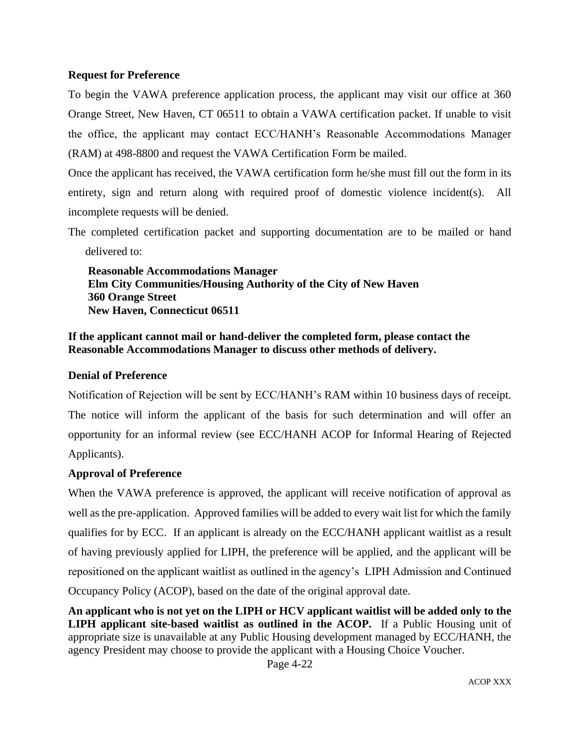**Request for Preference**

To begin the VAWA preference application process, the applicant may visit our office at 360 Orange Street, New Haven, CT 06511 to obtain a VAWA certification packet. If unable to visit the office, the applicant may contact ECC/HANH's Reasonable Accommodations Manager (RAM) at 498-8800 and request the VAWA Certification Form be mailed.

Once the applicant has received, the VAWA certification form he/she must fill out the form in its entirety, sign and return along with required proof of domestic violence incident(s). All incomplete requests will be denied.

The completed certification packet and supporting documentation are to be mailed or hand delivered to:

**Reasonable Accommodations Manager**
**Elm City Communities/Housing Authority of the City of New Haven**
**360 Orange Street**
**New Haven, Connecticut 06511**

**If the applicant cannot mail or hand-deliver the completed form, please contact the Reasonable Accommodations Manager to discuss other methods of delivery.**

**Denial of Preference**

Notification of Rejection will be sent by ECC/HANH's RAM within 10 business days of receipt. The notice will inform the applicant of the basis for such determination and will offer an opportunity for an informal review (see ECC/HANH ACOP for Informal Hearing of Rejected Applicants).

**Approval of Preference**

When the VAWA preference is approved, the applicant will receive notification of approval as well as the pre-application. Approved families will be added to every wait list for which the family qualifies for by ECC. If an applicant is already on the ECC/HANH applicant waitlist as a result of having previously applied for LIPH, the preference will be applied, and the applicant will be repositioned on the applicant waitlist as outlined in the agency's LIPH Admission and Continued Occupancy Policy (ACOP), based on the date of the original approval date.

**An applicant who is not yet on the LIPH or HCV applicant waitlist will be added only to the LIPH applicant site-based waitlist as outlined in the ACOP.** If a Public Housing unit of appropriate size is unavailable at any Public Housing development managed by ECC/HANH, the agency President may choose to provide the applicant with a Housing Choice Voucher.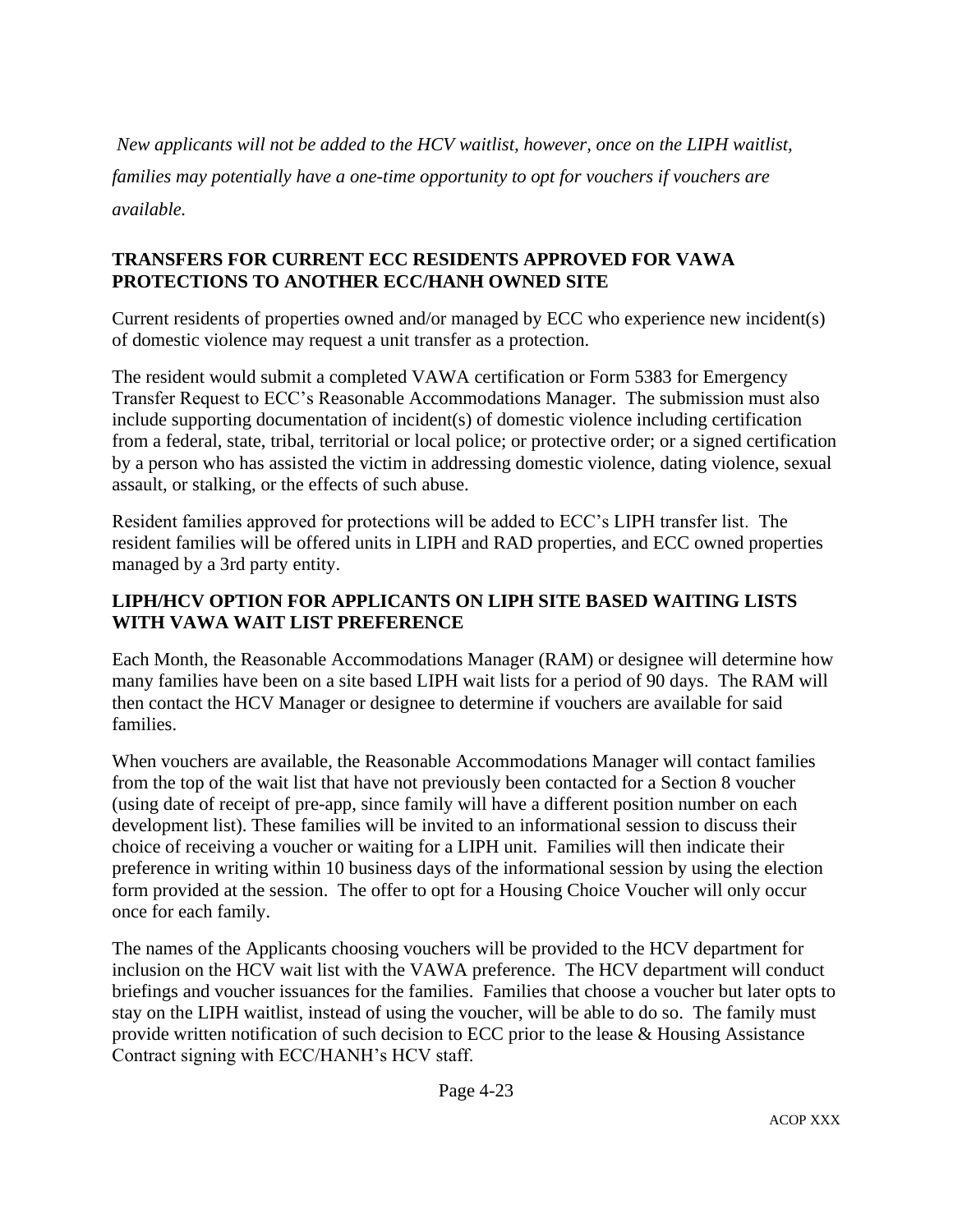*New applicants will not be added to the HCV waitlist, however, once on the LIPH waitlist, families may potentially have a one-time opportunity to opt for vouchers if vouchers are available.*

**TRANSFERS FOR CURRENT ECC RESIDENTS APPROVED FOR VAWA PROTECTIONS TO ANOTHER ECC/HANH OWNED SITE**

Current residents of properties owned and/or managed by ECC who experience new incident(s) of domestic violence may request a unit transfer as a protection.

The resident would submit a completed VAWA certification or Form 5383 for Emergency Transfer Request to ECC's Reasonable Accommodations Manager. The submission must also include supporting documentation of incident(s) of domestic violence including certification from a federal, state, tribal, territorial or local police; or protective order; or a signed certification by a person who has assisted the victim in addressing domestic violence, dating violence, sexual assault, or stalking, or the effects of such abuse.

Resident families approved for protections will be added to ECC's LIPH transfer list. The resident families will be offered units in LIPH and RAD properties, and ECC owned properties managed by a 3rd party entity.

**LIPH/HCV OPTION FOR APPLICANTS ON LIPH SITE BASED WAITING LISTS WITH VAWA WAIT LIST PREFERENCE**

Each Month, the Reasonable Accommodations Manager (RAM) or designee will determine how many families have been on a site based LIPH wait lists for a period of 90 days. The RAM will then contact the HCV Manager or designee to determine if vouchers are available for said families.

When vouchers are available, the Reasonable Accommodations Manager will contact families from the top of the wait list that have not previously been contacted for a Section 8 voucher (using date of receipt of pre-app, since family will have a different position number on each development list). These families will be invited to an informational session to discuss their choice of receiving a voucher or waiting for a LIPH unit. Families will then indicate their preference in writing within 10 business days of the informational session by using the election form provided at the session. The offer to opt for a Housing Choice Voucher will only occur once for each family.

The names of the Applicants choosing vouchers will be provided to the HCV department for inclusion on the HCV wait list with the VAWA preference. The HCV department will conduct briefings and voucher issuances for the families. Families that choose a voucher but later opts to stay on the LIPH waitlist, instead of using the voucher, will be able to do so. The family must provide written notification of such decision to ECC prior to the lease & Housing Assistance Contract signing with ECC/HANH's HCV staff.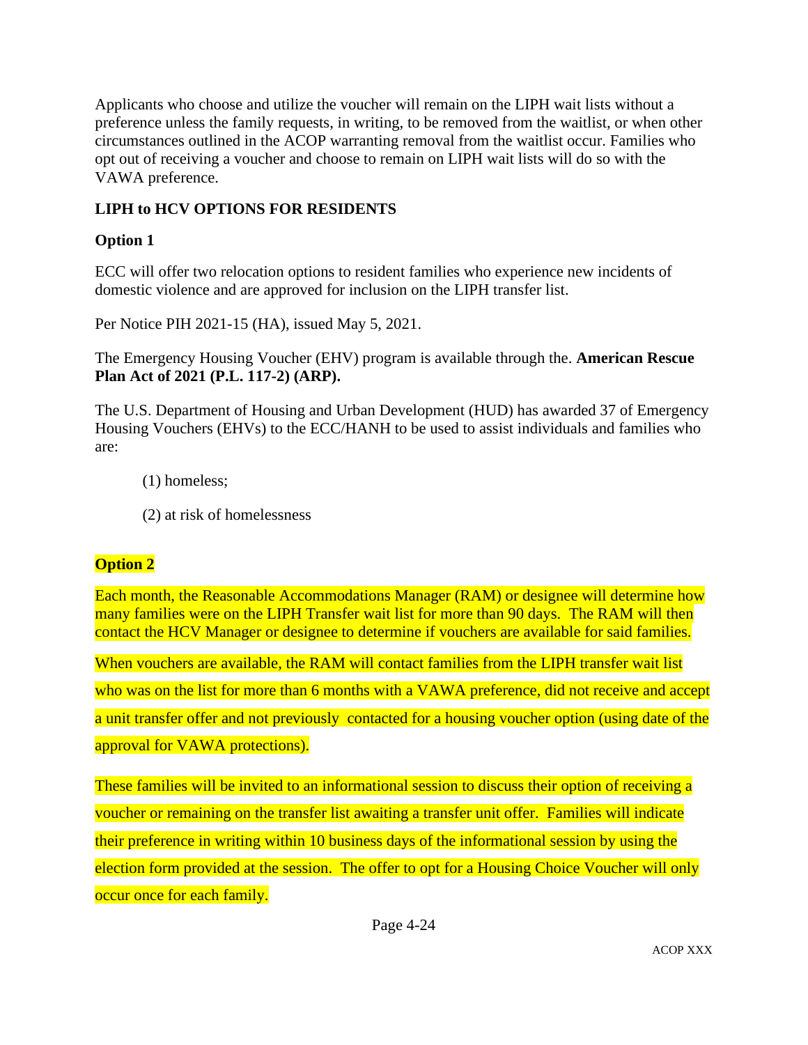Applicants who choose and utilize the voucher will remain on the LIPH wait lists without a preference unless the family requests, in writing, to be removed from the waitlist, or when other circumstances outlined in the ACOP warranting removal from the waitlist occur. Families who opt out of receiving a voucher and choose to remain on LIPH wait lists will do so with the VAWA preference.

**LIPH to HCV OPTIONS FOR RESIDENTS**

**Option 1**

ECC will offer two relocation options to resident families who experience new incidents of domestic violence and are approved for inclusion on the LIPH transfer list.

Per Notice PIH 2021-15 (HA), issued May 5, 2021.

The Emergency Housing Voucher (EHV) program is available through the. **American Rescue Plan Act of 2021 (P.L. 117-2) (ARP).**

The U.S. Department of Housing and Urban Development (HUD) has awarded 37 of Emergency Housing Vouchers (EHVs) to the ECC/HANH to be used to assist individuals and families who are:

(1) homeless;

(2) at risk of homelessness

**Option 2**

Each month, the Reasonable Accommodations Manager (RAM) or designee will determine how many families were on the LIPH Transfer wait list for more than 90 days. The RAM will then contact the HCV Manager or designee to determine if vouchers are available for said families.

When vouchers are available, the RAM will contact families from the LIPH transfer wait list who was on the list for more than 6 months with a VAWA preference, did not receive and accept a unit transfer offer and not previously contacted for a housing voucher option (using date of the approval for VAWA protections).

These families will be invited to an informational session to discuss their option of receiving a voucher or remaining on the transfer list awaiting a transfer unit offer. Families will indicate their preference in writing within 10 business days of the informational session by using the election form provided at the session. The offer to opt for a Housing Choice Voucher will only occur once for each family.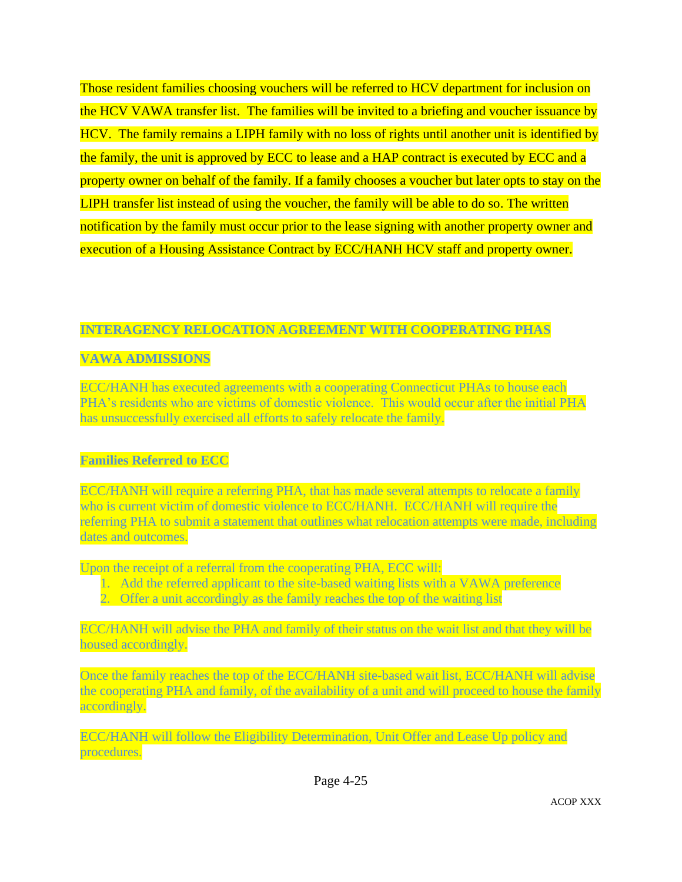Those resident families choosing vouchers will be referred to HCV department for inclusion on the HCV VAWA transfer list. The families will be invited to a briefing and voucher issuance by HCV. The family remains a LIPH family with no loss of rights until another unit is identified by the family, the unit is approved by ECC to lease and a HAP contract is executed by ECC and a property owner on behalf of the family. If a family chooses a voucher but later opts to stay on the LIPH transfer list instead of using the voucher, the family will be able to do so. The written notification by the family must occur prior to the lease signing with another property owner and execution of a Housing Assistance Contract by ECC/HANH HCV staff and property owner.

## INTERAGENCY RELOCATION AGREEMENT WITH COOPERATING PHAS

## VAWA ADMISSIONS

ECC/HANH has executed agreements with a cooperating Connecticut PHAs to house each PHA's residents who are victims of domestic violence. This would occur after the initial PHA has unsuccessfully exercised all efforts to safely relocate the family.

### Families Referred to ECC

ECC/HANH will require a referring PHA, that has made several attempts to relocate a family who is current victim of domestic violence to ECC/HANH. ECC/HANH will require the referring PHA to submit a statement that outlines what relocation attempts were made, including dates and outcomes.

Upon the receipt of a referral from the cooperating PHA, ECC will:

1. Add the referred applicant to the site-based waiting lists with a VAWA preference
2. Offer a unit accordingly as the family reaches the top of the waiting list

ECC/HANH will advise the PHA and family of their status on the wait list and that they will be housed accordingly.

Once the family reaches the top of the ECC/HANH site-based wait list, ECC/HANH will advise the cooperating PHA and family, of the availability of a unit and will proceed to house the family accordingly.

ECC/HANH will follow the Eligibility Determination, Unit Offer and Lease Up policy and procedures.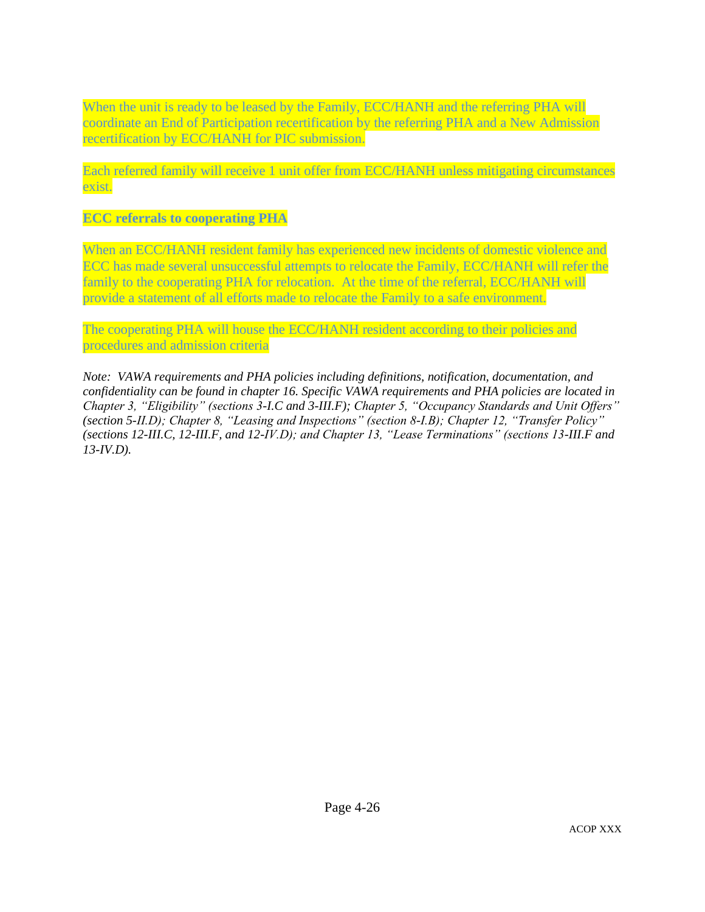When the unit is ready to be leased by the Family, ECC/HANH and the referring PHA will coordinate an End of Participation recertification by the referring PHA and a New Admission recertification by ECC/HANH for PIC submission.

Each referred family will receive 1 unit offer from ECC/HANH unless mitigating circumstances exist.

**ECC referrals to cooperating PHA**

When an ECC/HANH resident family has experienced new incidents of domestic violence and ECC has made several unsuccessful attempts to relocate the Family, ECC/HANH will refer the family to the cooperating PHA for relocation. At the time of the referral, ECC/HANH will provide a statement of all efforts made to relocate the Family to a safe environment.

The cooperating PHA will house the ECC/HANH resident according to their policies and procedures and admission criteria

*Note: VAWA requirements and PHA policies including definitions, notification, documentation, and confidentiality can be found in chapter 16. Specific VAWA requirements and PHA policies are located in Chapter 3, "Eligibility" (sections 3-I.C and 3-III.F); Chapter 5, "Occupancy Standards and Unit Offers" (section 5-II.D); Chapter 8, "Leasing and Inspections" (section 8-I.B); Chapter 12, "Transfer Policy" (sections 12-III.C, 12-III.F, and 12-IV.D); and Chapter 13, "Lease Terminations" (sections 13-III.F and 13-IV.D).*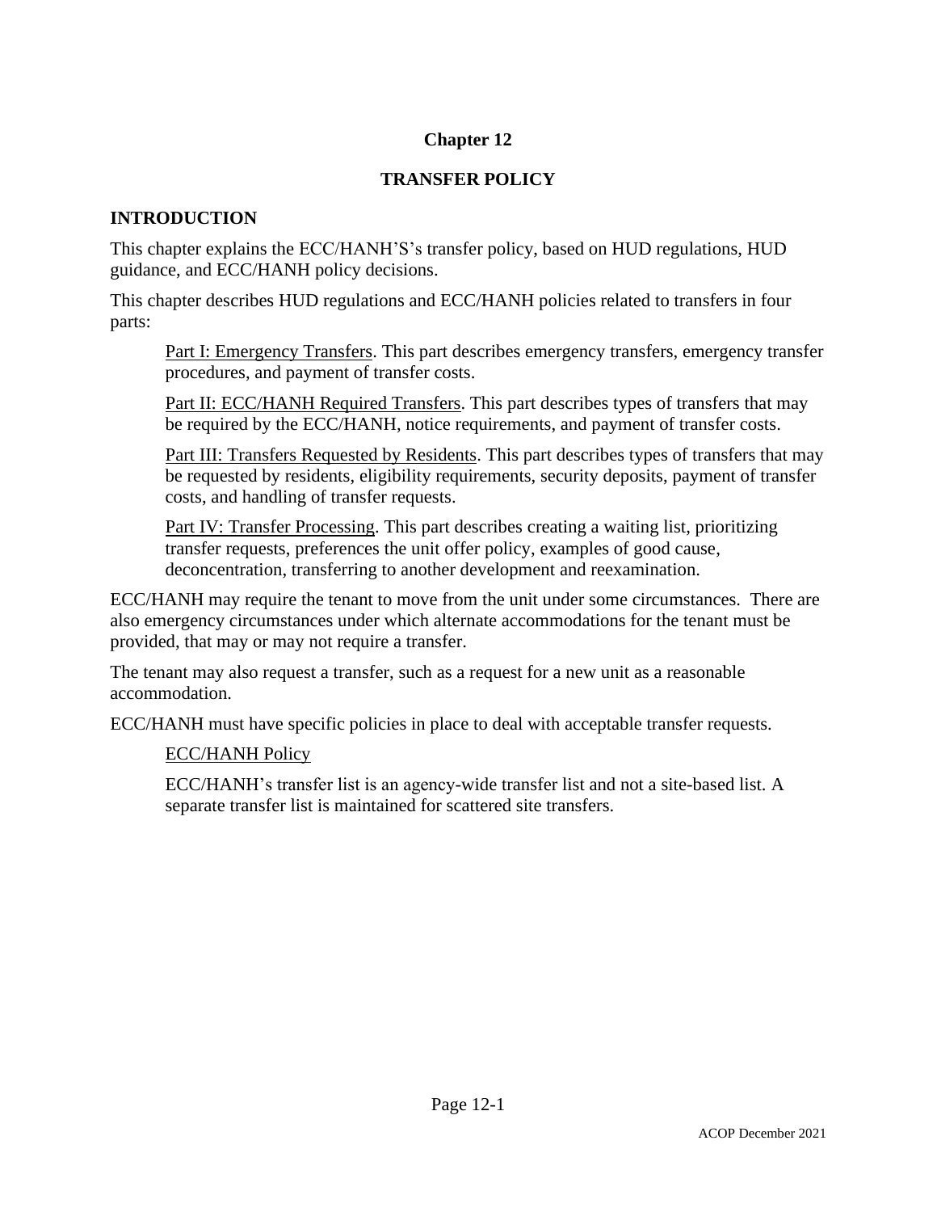# Chapter 12

## TRANSFER POLICY

### INTRODUCTION

This chapter explains the ECC/HANH'S's transfer policy, based on HUD regulations, HUD guidance, and ECC/HANH policy decisions.

This chapter describes HUD regulations and ECC/HANH policies related to transfers in four parts:

> Part I: Emergency Transfers. This part describes emergency transfers, emergency transfer procedures, and payment of transfer costs.
>
> Part II: ECC/HANH Required Transfers. This part describes types of transfers that may be required by the ECC/HANH, notice requirements, and payment of transfer costs.
>
> Part III: Transfers Requested by Residents. This part describes types of transfers that may be requested by residents, eligibility requirements, security deposits, payment of transfer costs, and handling of transfer requests.
>
> Part IV: Transfer Processing. This part describes creating a waiting list, prioritizing transfer requests, preferences the unit offer policy, examples of good cause, deconcentration, transferring to another development and reexamination.

ECC/HANH may require the tenant to move from the unit under some circumstances. There are also emergency circumstances under which alternate accommodations for the tenant must be provided, that may or may not require a transfer.

The tenant may also request a transfer, such as a request for a new unit as a reasonable accommodation.

ECC/HANH must have specific policies in place to deal with acceptable transfer requests.

> ECC/HANH Policy
>
> ECC/HANH's transfer list is an agency-wide transfer list and not a site-based list. A separate transfer list is maintained for scattered site transfers.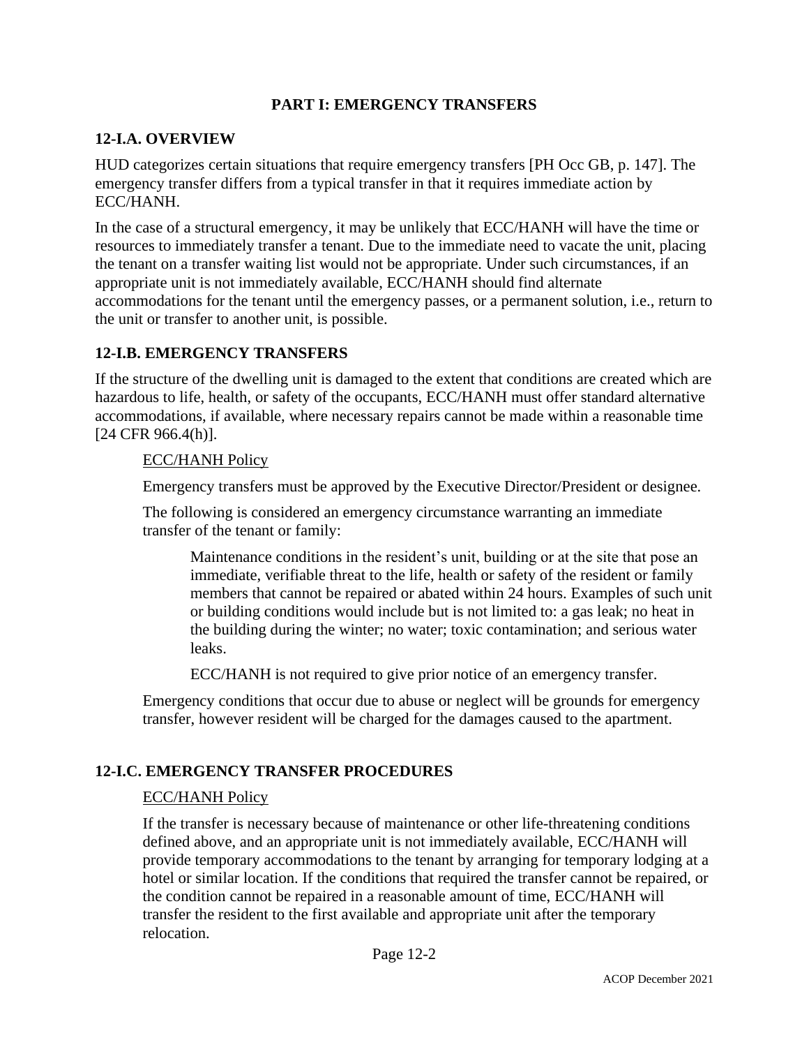## PART I: EMERGENCY TRANSFERS

### 12-I.A. OVERVIEW

HUD categorizes certain situations that require emergency transfers [PH Occ GB, p. 147]. The emergency transfer differs from a typical transfer in that it requires immediate action by ECC/HANH.

In the case of a structural emergency, it may be unlikely that ECC/HANH will have the time or resources to immediately transfer a tenant. Due to the immediate need to vacate the unit, placing the tenant on a transfer waiting list would not be appropriate. Under such circumstances, if an appropriate unit is not immediately available, ECC/HANH should find alternate accommodations for the tenant until the emergency passes, or a permanent solution, i.e., return to the unit or transfer to another unit, is possible.

### 12-I.B. EMERGENCY TRANSFERS

If the structure of the dwelling unit is damaged to the extent that conditions are created which are hazardous to life, health, or safety of the occupants, ECC/HANH must offer standard alternative accommodations, if available, where necessary repairs cannot be made within a reasonable time [24 CFR 966.4(h)].

> ECC/HANH Policy
>
> Emergency transfers must be approved by the Executive Director/President or designee.
>
> The following is considered an emergency circumstance warranting an immediate transfer of the tenant or family:
>
>> Maintenance conditions in the resident's unit, building or at the site that pose an immediate, verifiable threat to the life, health or safety of the resident or family members that cannot be repaired or abated within 24 hours. Examples of such unit or building conditions would include but is not limited to: a gas leak; no heat in the building during the winter; no water; toxic contamination; and serious water leaks.
>>
>> ECC/HANH is not required to give prior notice of an emergency transfer.
>
> Emergency conditions that occur due to abuse or neglect will be grounds for emergency transfer, however resident will be charged for the damages caused to the apartment.

### 12-I.C. EMERGENCY TRANSFER PROCEDURES

> ECC/HANH Policy
>
> If the transfer is necessary because of maintenance or other life-threatening conditions defined above, and an appropriate unit is not immediately available, ECC/HANH will provide temporary accommodations to the tenant by arranging for temporary lodging at a hotel or similar location. If the conditions that required the transfer cannot be repaired, or the condition cannot be repaired in a reasonable amount of time, ECC/HANH will transfer the resident to the first available and appropriate unit after the temporary relocation.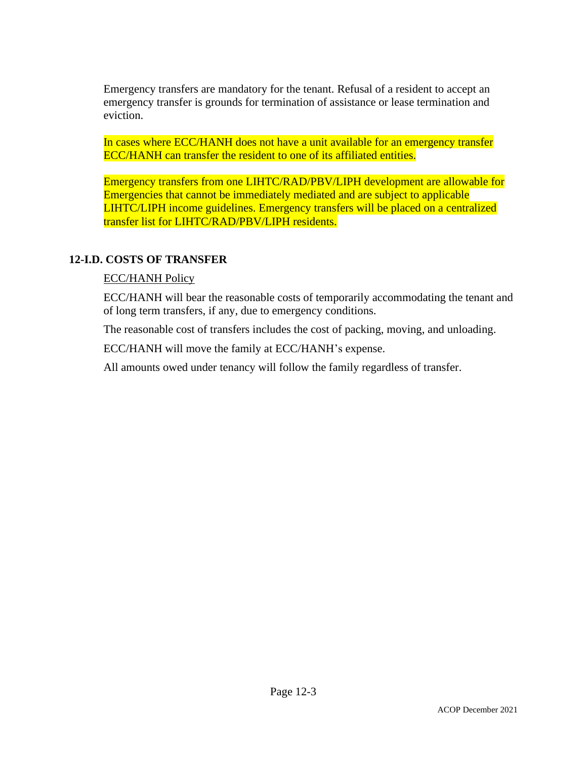Emergency transfers are mandatory for the tenant. Refusal of a resident to accept an emergency transfer is grounds for termination of assistance or lease termination and eviction.

In cases where ECC/HANH does not have a unit available for an emergency transfer ECC/HANH can transfer the resident to one of its affiliated entities.

Emergency transfers from one LIHTC/RAD/PBV/LIPH development are allowable for Emergencies that cannot be immediately mediated and are subject to applicable LIHTC/LIPH income guidelines. Emergency transfers will be placed on a centralized transfer list for LIHTC/RAD/PBV/LIPH residents.

## 12-I.D. COSTS OF TRANSFER

ECC/HANH Policy

ECC/HANH will bear the reasonable costs of temporarily accommodating the tenant and of long term transfers, if any, due to emergency conditions.

The reasonable cost of transfers includes the cost of packing, moving, and unloading.

ECC/HANH will move the family at ECC/HANH's expense.

All amounts owed under tenancy will follow the family regardless of transfer.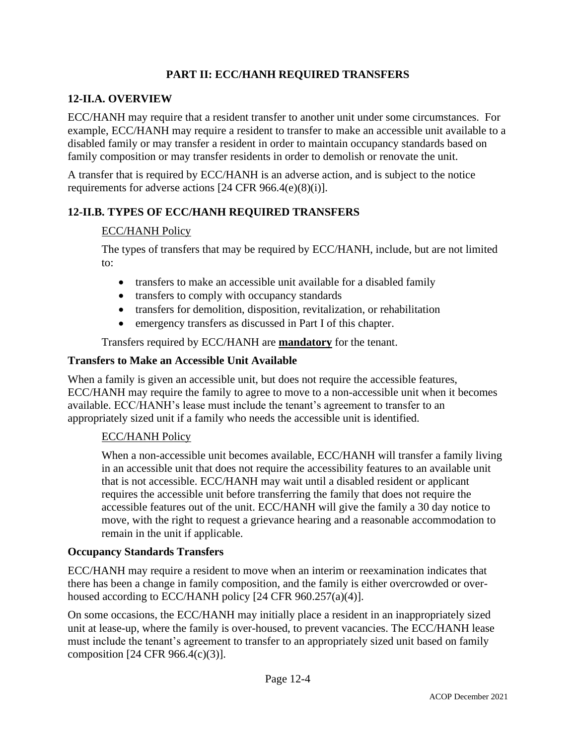## PART II: ECC/HANH REQUIRED TRANSFERS

### 12-II.A. OVERVIEW

ECC/HANH may require that a resident transfer to another unit under some circumstances. For example, ECC/HANH may require a resident to transfer to make an accessible unit available to a disabled family or may transfer a resident in order to maintain occupancy standards based on family composition or may transfer residents in order to demolish or renovate the unit.

A transfer that is required by ECC/HANH is an adverse action, and is subject to the notice requirements for adverse actions [24 CFR 966.4(e)(8)(i)].

### 12-II.B. TYPES OF ECC/HANH REQUIRED TRANSFERS

ECC/HANH Policy

The types of transfers that may be required by ECC/HANH, include, but are not limited to:

- transfers to make an accessible unit available for a disabled family
- transfers to comply with occupancy standards
- transfers for demolition, disposition, revitalization, or rehabilitation
- emergency transfers as discussed in Part I of this chapter.

Transfers required by ECC/HANH are **mandatory** for the tenant.

**Transfers to Make an Accessible Unit Available**

When a family is given an accessible unit, but does not require the accessible features, ECC/HANH may require the family to agree to move to a non-accessible unit when it becomes available. ECC/HANH's lease must include the tenant's agreement to transfer to an appropriately sized unit if a family who needs the accessible unit is identified.

ECC/HANH Policy

When a non-accessible unit becomes available, ECC/HANH will transfer a family living in an accessible unit that does not require the accessibility features to an available unit that is not accessible. ECC/HANH may wait until a disabled resident or applicant requires the accessible unit before transferring the family that does not require the accessible features out of the unit. ECC/HANH will give the family a 30 day notice to move, with the right to request a grievance hearing and a reasonable accommodation to remain in the unit if applicable.

**Occupancy Standards Transfers**

ECC/HANH may require a resident to move when an interim or reexamination indicates that there has been a change in family composition, and the family is either overcrowded or over-housed according to ECC/HANH policy [24 CFR 960.257(a)(4)].

On some occasions, the ECC/HANH may initially place a resident in an inappropriately sized unit at lease-up, where the family is over-housed, to prevent vacancies. The ECC/HANH lease must include the tenant's agreement to transfer to an appropriately sized unit based on family composition [24 CFR 966.4(c)(3)].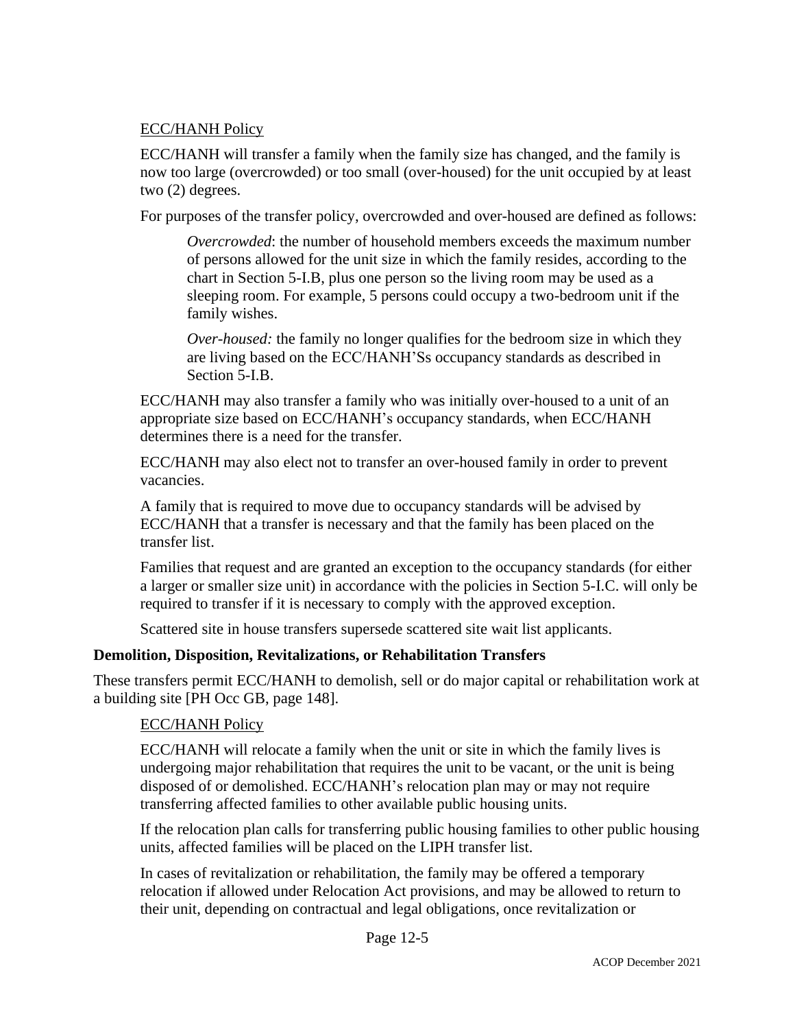ECC/HANH Policy

ECC/HANH will transfer a family when the family size has changed, and the family is now too large (overcrowded) or too small (over-housed) for the unit occupied by at least two (2) degrees.

For purposes of the transfer policy, overcrowded and over-housed are defined as follows:

> *Overcrowded*: the number of household members exceeds the maximum number of persons allowed for the unit size in which the family resides, according to the chart in Section 5-I.B, plus one person so the living room may be used as a sleeping room. For example, 5 persons could occupy a two-bedroom unit if the family wishes.
>
> *Over-housed:* the family no longer qualifies for the bedroom size in which they are living based on the ECC/HANH'Ss occupancy standards as described in Section 5-I.B.

ECC/HANH may also transfer a family who was initially over-housed to a unit of an appropriate size based on ECC/HANH's occupancy standards, when ECC/HANH determines there is a need for the transfer.

ECC/HANH may also elect not to transfer an over-housed family in order to prevent vacancies.

A family that is required to move due to occupancy standards will be advised by ECC/HANH that a transfer is necessary and that the family has been placed on the transfer list.

Families that request and are granted an exception to the occupancy standards (for either a larger or smaller size unit) in accordance with the policies in Section 5-I.C. will only be required to transfer if it is necessary to comply with the approved exception.

Scattered site in house transfers supersede scattered site wait list applicants.

**Demolition, Disposition, Revitalizations, or Rehabilitation Transfers**

These transfers permit ECC/HANH to demolish, sell or do major capital or rehabilitation work at a building site [PH Occ GB, page 148].

ECC/HANH Policy

ECC/HANH will relocate a family when the unit or site in which the family lives is undergoing major rehabilitation that requires the unit to be vacant, or the unit is being disposed of or demolished. ECC/HANH's relocation plan may or may not require transferring affected families to other available public housing units.

If the relocation plan calls for transferring public housing families to other public housing units, affected families will be placed on the LIPH transfer list.

In cases of revitalization or rehabilitation, the family may be offered a temporary relocation if allowed under Relocation Act provisions, and may be allowed to return to their unit, depending on contractual and legal obligations, once revitalization or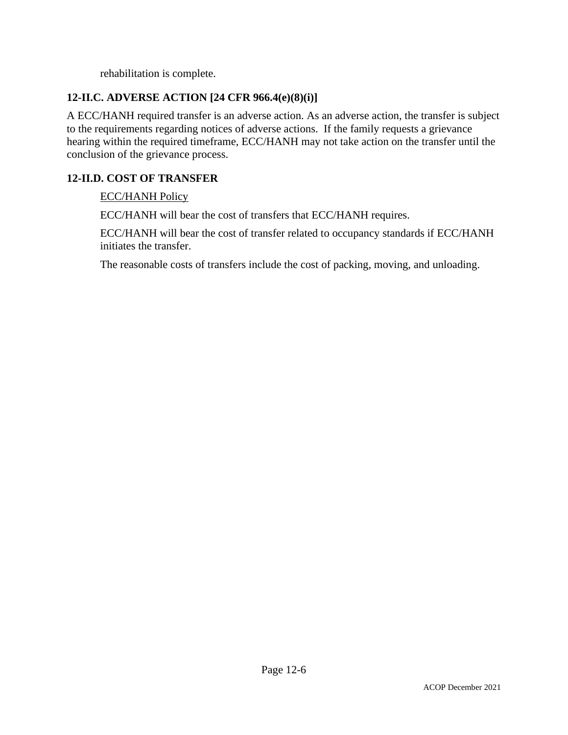rehabilitation is complete.

### 12-II.C. ADVERSE ACTION [24 CFR 966.4(e)(8)(i)]

A ECC/HANH required transfer is an adverse action. As an adverse action, the transfer is subject to the requirements regarding notices of adverse actions. If the family requests a grievance hearing within the required timeframe, ECC/HANH may not take action on the transfer until the conclusion of the grievance process.

### 12-II.D. COST OF TRANSFER

<u>ECC/HANH Policy</u>

ECC/HANH will bear the cost of transfers that ECC/HANH requires.

ECC/HANH will bear the cost of transfer related to occupancy standards if ECC/HANH initiates the transfer.

The reasonable costs of transfers include the cost of packing, moving, and unloading.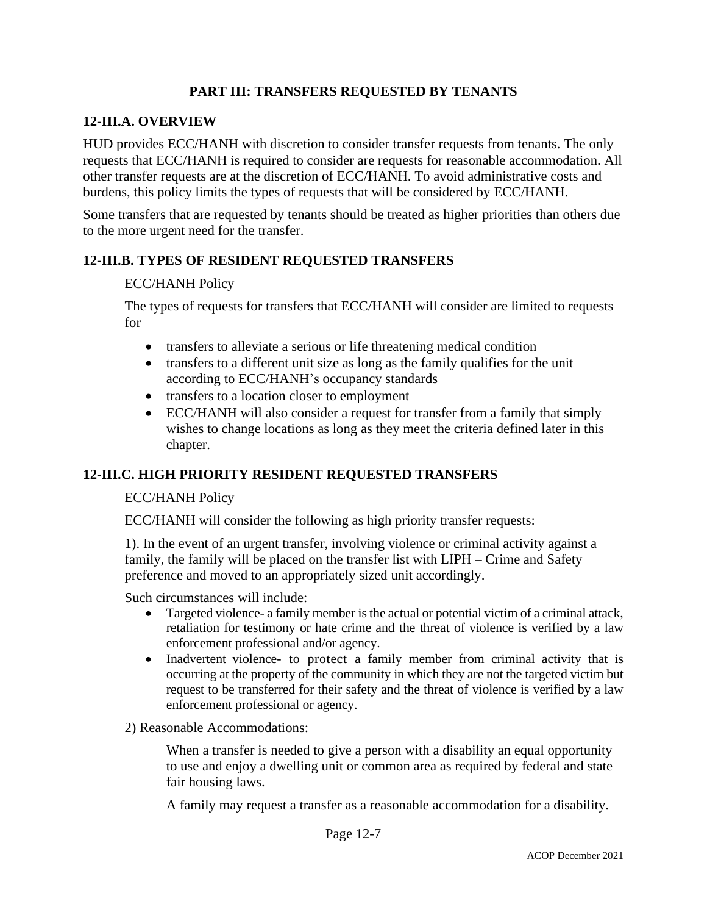## PART III: TRANSFERS REQUESTED BY TENANTS

### 12-III.A. OVERVIEW

HUD provides ECC/HANH with discretion to consider transfer requests from tenants. The only requests that ECC/HANH is required to consider are requests for reasonable accommodation. All other transfer requests are at the discretion of ECC/HANH. To avoid administrative costs and burdens, this policy limits the types of requests that will be considered by ECC/HANH.

Some transfers that are requested by tenants should be treated as higher priorities than others due to the more urgent need for the transfer.

### 12-III.B. TYPES OF RESIDENT REQUESTED TRANSFERS

ECC/HANH Policy

The types of requests for transfers that ECC/HANH will consider are limited to requests for

- transfers to alleviate a serious or life threatening medical condition
- transfers to a different unit size as long as the family qualifies for the unit according to ECC/HANH's occupancy standards
- transfers to a location closer to employment
- ECC/HANH will also consider a request for transfer from a family that simply wishes to change locations as long as they meet the criteria defined later in this chapter.

### 12-III.C. HIGH PRIORITY RESIDENT REQUESTED TRANSFERS

ECC/HANH Policy

ECC/HANH will consider the following as high priority transfer requests:

1). In the event of an urgent transfer, involving violence or criminal activity against a family, the family will be placed on the transfer list with LIPH – Crime and Safety preference and moved to an appropriately sized unit accordingly.

Such circumstances will include:

- Targeted violence- a family member is the actual or potential victim of a criminal attack, retaliation for testimony or hate crime and the threat of violence is verified by a law enforcement professional and/or agency.
- Inadvertent violence- to protect a family member from criminal activity that is occurring at the property of the community in which they are not the targeted victim but request to be transferred for their safety and the threat of violence is verified by a law enforcement professional or agency.

2) Reasonable Accommodations:

When a transfer is needed to give a person with a disability an equal opportunity to use and enjoy a dwelling unit or common area as required by federal and state fair housing laws.

A family may request a transfer as a reasonable accommodation for a disability.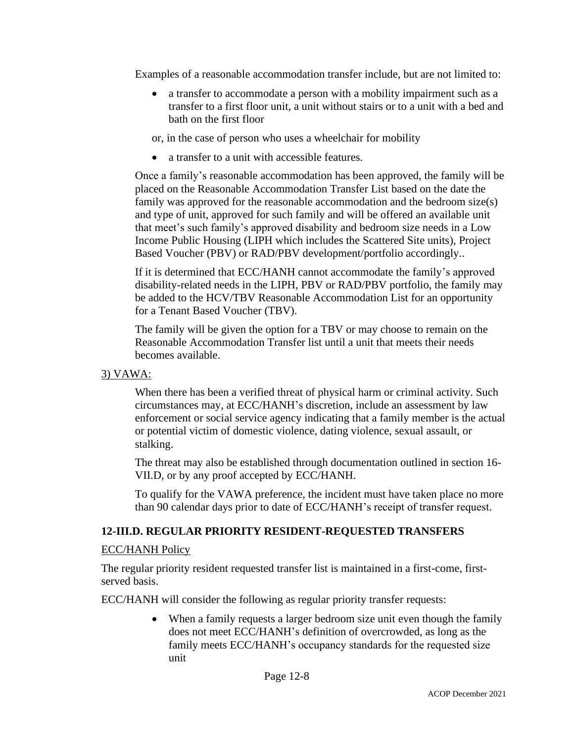Examples of a reasonable accommodation transfer include, but are not limited to:

- a transfer to accommodate a person with a mobility impairment such as a transfer to a first floor unit, a unit without stairs or to a unit with a bed and bath on the first floor

or, in the case of person who uses a wheelchair for mobility

- a transfer to a unit with accessible features.

Once a family's reasonable accommodation has been approved, the family will be placed on the Reasonable Accommodation Transfer List based on the date the family was approved for the reasonable accommodation and the bedroom size(s) and type of unit, approved for such family and will be offered an available unit that meet's such family's approved disability and bedroom size needs in a Low Income Public Housing (LIPH which includes the Scattered Site units), Project Based Voucher (PBV) or RAD/PBV development/portfolio accordingly..

If it is determined that ECC/HANH cannot accommodate the family's approved disability-related needs in the LIPH, PBV or RAD/PBV portfolio, the family may be added to the HCV/TBV Reasonable Accommodation List for an opportunity for a Tenant Based Voucher (TBV).

The family will be given the option for a TBV or may choose to remain on the Reasonable Accommodation Transfer list until a unit that meets their needs becomes available.

<u>3) VAWA:</u>

When there has been a verified threat of physical harm or criminal activity. Such circumstances may, at ECC/HANH's discretion, include an assessment by law enforcement or social service agency indicating that a family member is the actual or potential victim of domestic violence, dating violence, sexual assault, or stalking.

The threat may also be established through documentation outlined in section 16-VII.D, or by any proof accepted by ECC/HANH.

To qualify for the VAWA preference, the incident must have taken place no more than 90 calendar days prior to date of ECC/HANH's receipt of transfer request.

### 12-III.D. REGULAR PRIORITY RESIDENT-REQUESTED TRANSFERS

<u>ECC/HANH Policy</u>

The regular priority resident requested transfer list is maintained in a first-come, first-served basis.

ECC/HANH will consider the following as regular priority transfer requests:

- When a family requests a larger bedroom size unit even though the family does not meet ECC/HANH's definition of overcrowded, as long as the family meets ECC/HANH's occupancy standards for the requested size unit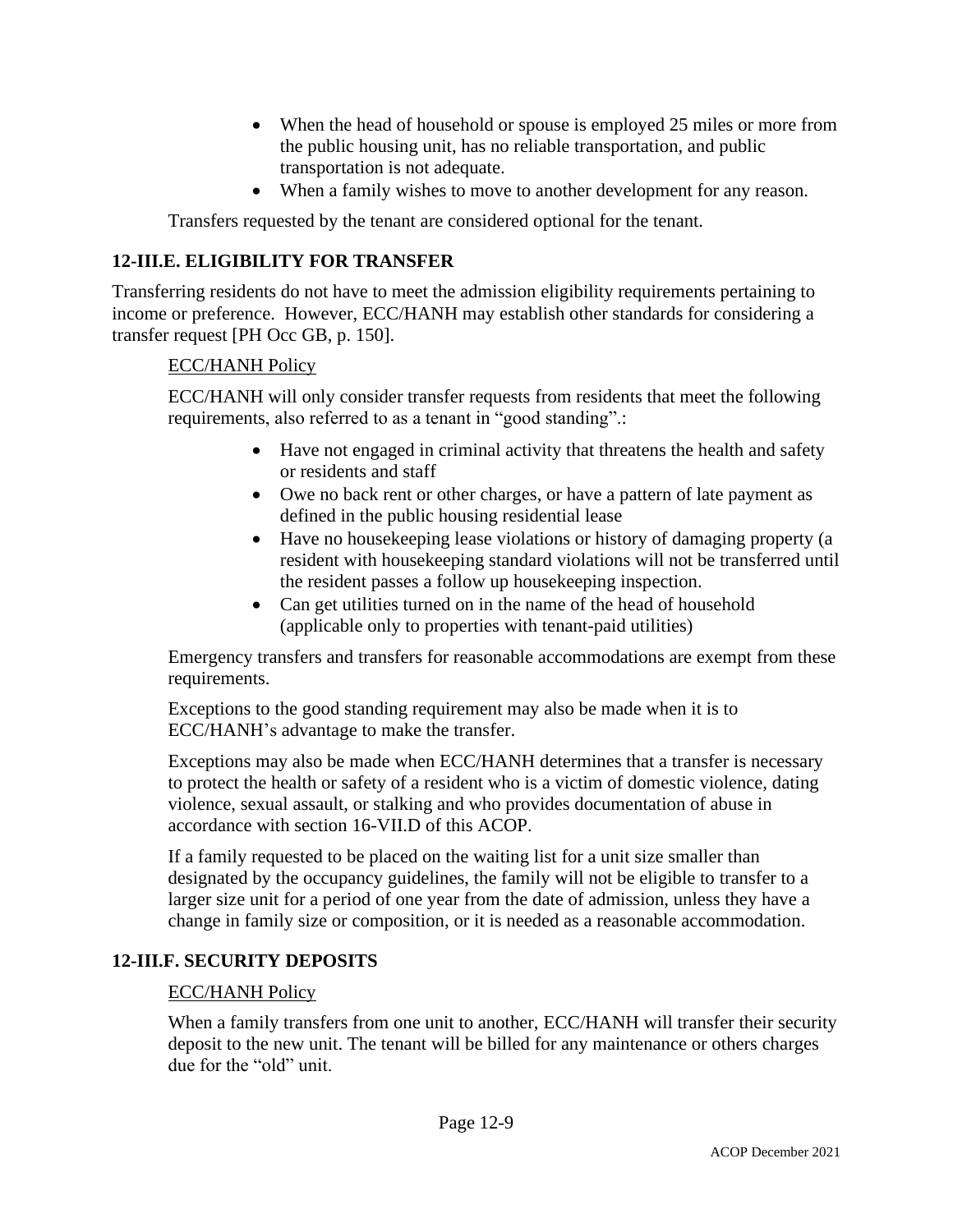- When the head of household or spouse is employed 25 miles or more from the public housing unit, has no reliable transportation, and public transportation is not adequate.
- When a family wishes to move to another development for any reason.

Transfers requested by the tenant are considered optional for the tenant.

## 12-III.E. ELIGIBILITY FOR TRANSFER

Transferring residents do not have to meet the admission eligibility requirements pertaining to income or preference. However, ECC/HANH may establish other standards for considering a transfer request [PH Occ GB, p. 150].

ECC/HANH Policy

ECC/HANH will only consider transfer requests from residents that meet the following requirements, also referred to as a tenant in "good standing".:

- Have not engaged in criminal activity that threatens the health and safety or residents and staff
- Owe no back rent or other charges, or have a pattern of late payment as defined in the public housing residential lease
- Have no housekeeping lease violations or history of damaging property (a resident with housekeeping standard violations will not be transferred until the resident passes a follow up housekeeping inspection.
- Can get utilities turned on in the name of the head of household (applicable only to properties with tenant-paid utilities)

Emergency transfers and transfers for reasonable accommodations are exempt from these requirements.

Exceptions to the good standing requirement may also be made when it is to ECC/HANH's advantage to make the transfer.

Exceptions may also be made when ECC/HANH determines that a transfer is necessary to protect the health or safety of a resident who is a victim of domestic violence, dating violence, sexual assault, or stalking and who provides documentation of abuse in accordance with section 16-VII.D of this ACOP.

If a family requested to be placed on the waiting list for a unit size smaller than designated by the occupancy guidelines, the family will not be eligible to transfer to a larger size unit for a period of one year from the date of admission, unless they have a change in family size or composition, or it is needed as a reasonable accommodation.

## 12-III.F. SECURITY DEPOSITS

ECC/HANH Policy

When a family transfers from one unit to another, ECC/HANH will transfer their security deposit to the new unit. The tenant will be billed for any maintenance or others charges due for the "old" unit.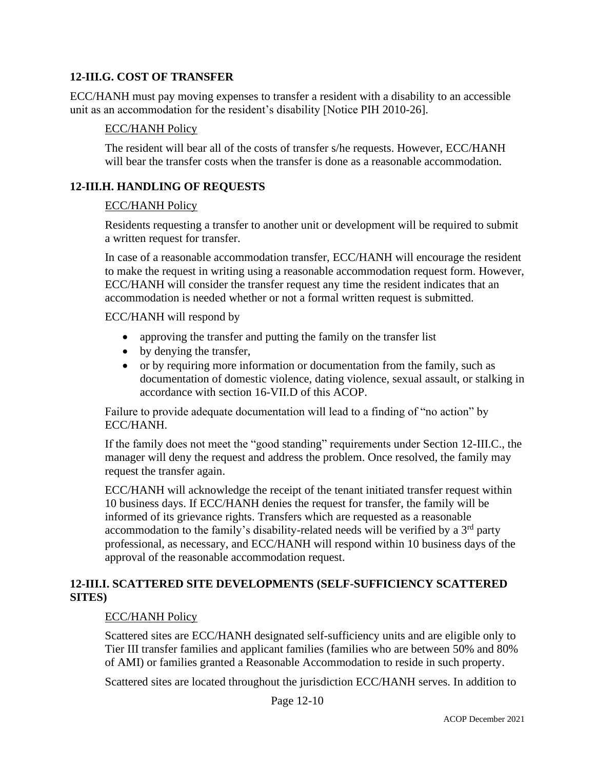## 12-III.G. COST OF TRANSFER

ECC/HANH must pay moving expenses to transfer a resident with a disability to an accessible unit as an accommodation for the resident's disability [Notice PIH 2010-26].

ECC/HANH Policy

The resident will bear all of the costs of transfer s/he requests. However, ECC/HANH will bear the transfer costs when the transfer is done as a reasonable accommodation.

## 12-III.H. HANDLING OF REQUESTS

ECC/HANH Policy

Residents requesting a transfer to another unit or development will be required to submit a written request for transfer.

In case of a reasonable accommodation transfer, ECC/HANH will encourage the resident to make the request in writing using a reasonable accommodation request form. However, ECC/HANH will consider the transfer request any time the resident indicates that an accommodation is needed whether or not a formal written request is submitted.

ECC/HANH will respond by

- approving the transfer and putting the family on the transfer list
- by denying the transfer,
- or by requiring more information or documentation from the family, such as documentation of domestic violence, dating violence, sexual assault, or stalking in accordance with section 16-VII.D of this ACOP.

Failure to provide adequate documentation will lead to a finding of "no action" by ECC/HANH.

If the family does not meet the "good standing" requirements under Section 12-III.C., the manager will deny the request and address the problem. Once resolved, the family may request the transfer again.

ECC/HANH will acknowledge the receipt of the tenant initiated transfer request within 10 business days. If ECC/HANH denies the request for transfer, the family will be informed of its grievance rights. Transfers which are requested as a reasonable accommodation to the family's disability-related needs will be verified by a 3rd party professional, as necessary, and ECC/HANH will respond within 10 business days of the approval of the reasonable accommodation request.

## 12-III.I. SCATTERED SITE DEVELOPMENTS (SELF-SUFFICIENCY SCATTERED SITES)

ECC/HANH Policy

Scattered sites are ECC/HANH designated self-sufficiency units and are eligible only to Tier III transfer families and applicant families (families who are between 50% and 80% of AMI) or families granted a Reasonable Accommodation to reside in such property.

Scattered sites are located throughout the jurisdiction ECC/HANH serves. In addition to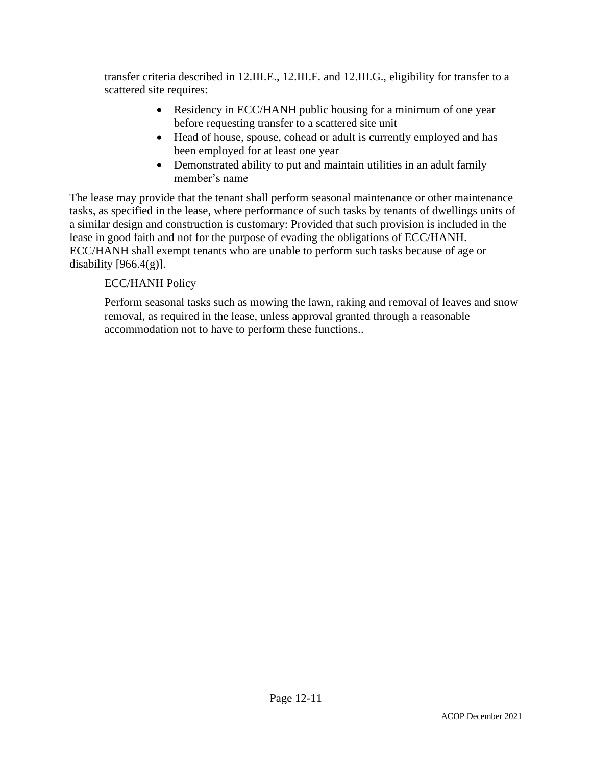transfer criteria described in 12.III.E., 12.III.F. and 12.III.G., eligibility for transfer to a scattered site requires:

- Residency in ECC/HANH public housing for a minimum of one year before requesting transfer to a scattered site unit
- Head of house, spouse, cohead or adult is currently employed and has been employed for at least one year
- Demonstrated ability to put and maintain utilities in an adult family member's name

The lease may provide that the tenant shall perform seasonal maintenance or other maintenance tasks, as specified in the lease, where performance of such tasks by tenants of dwellings units of a similar design and construction is customary: Provided that such provision is included in the lease in good faith and not for the purpose of evading the obligations of ECC/HANH. ECC/HANH shall exempt tenants who are unable to perform such tasks because of age or disability [966.4(g)].

<u>ECC/HANH Policy</u>

Perform seasonal tasks such as mowing the lawn, raking and removal of leaves and snow removal, as required in the lease, unless approval granted through a reasonable accommodation not to have to perform these functions..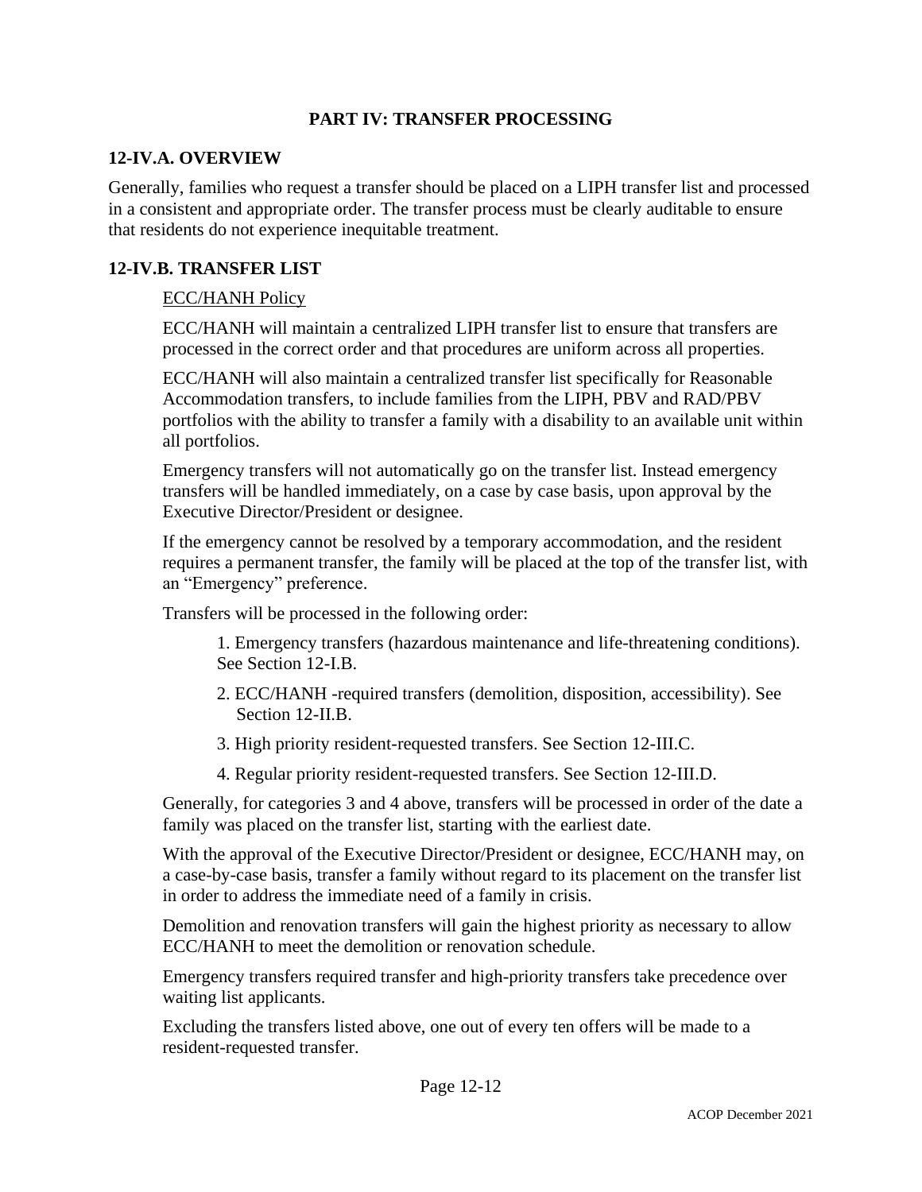## PART IV: TRANSFER PROCESSING

### 12-IV.A. OVERVIEW

Generally, families who request a transfer should be placed on a LIPH transfer list and processed in a consistent and appropriate order. The transfer process must be clearly auditable to ensure that residents do not experience inequitable treatment.

### 12-IV.B. TRANSFER LIST

ECC/HANH Policy

ECC/HANH will maintain a centralized LIPH transfer list to ensure that transfers are processed in the correct order and that procedures are uniform across all properties.

ECC/HANH will also maintain a centralized transfer list specifically for Reasonable Accommodation transfers, to include families from the LIPH, PBV and RAD/PBV portfolios with the ability to transfer a family with a disability to an available unit within all portfolios.

Emergency transfers will not automatically go on the transfer list. Instead emergency transfers will be handled immediately, on a case by case basis, upon approval by the Executive Director/President or designee.

If the emergency cannot be resolved by a temporary accommodation, and the resident requires a permanent transfer, the family will be placed at the top of the transfer list, with an "Emergency" preference.

Transfers will be processed in the following order:

1. Emergency transfers (hazardous maintenance and life-threatening conditions). See Section 12-I.B.
2. ECC/HANH -required transfers (demolition, disposition, accessibility). See Section 12-II.B.
3. High priority resident-requested transfers. See Section 12-III.C.
4. Regular priority resident-requested transfers. See Section 12-III.D.

Generally, for categories 3 and 4 above, transfers will be processed in order of the date a family was placed on the transfer list, starting with the earliest date.

With the approval of the Executive Director/President or designee, ECC/HANH may, on a case-by-case basis, transfer a family without regard to its placement on the transfer list in order to address the immediate need of a family in crisis.

Demolition and renovation transfers will gain the highest priority as necessary to allow ECC/HANH to meet the demolition or renovation schedule.

Emergency transfers required transfer and high-priority transfers take precedence over waiting list applicants.

Excluding the transfers listed above, one out of every ten offers will be made to a resident-requested transfer.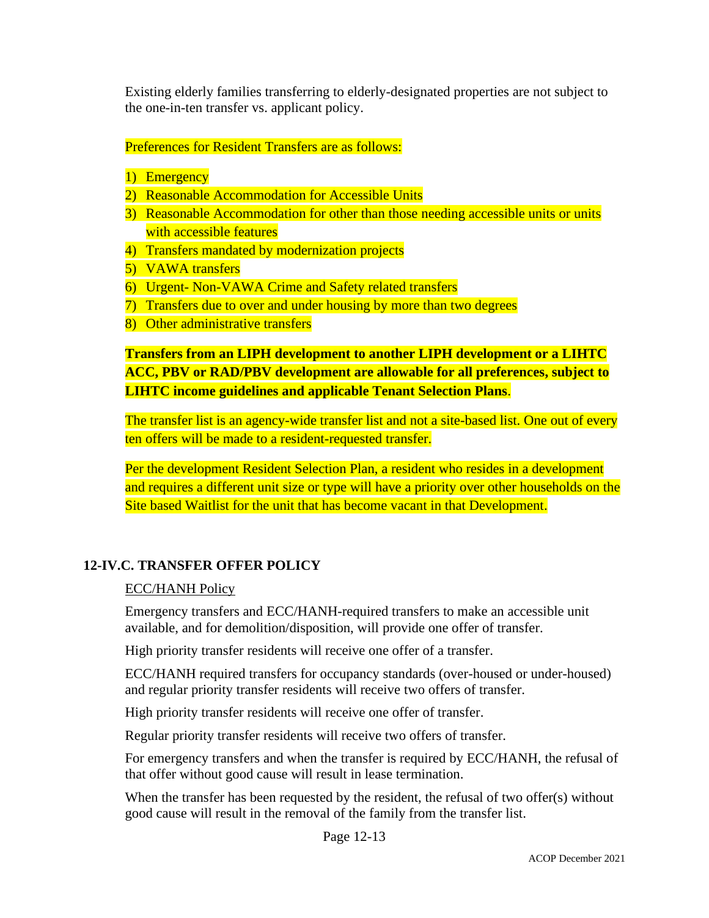Existing elderly families transferring to elderly-designated properties are not subject to the one-in-ten transfer vs. applicant policy.

Preferences for Resident Transfers are as follows:

1) Emergency
2) Reasonable Accommodation for Accessible Units
3) Reasonable Accommodation for other than those needing accessible units or units with accessible features
4) Transfers mandated by modernization projects
5) VAWA transfers
6) Urgent- Non-VAWA Crime and Safety related transfers
7) Transfers due to over and under housing by more than two degrees
8) Other administrative transfers

**Transfers from an LIPH development to another LIPH development or a LIHTC ACC, PBV or RAD/PBV development are allowable for all preferences, subject to LIHTC income guidelines and applicable Tenant Selection Plans**.

The transfer list is an agency-wide transfer list and not a site-based list. One out of every ten offers will be made to a resident-requested transfer.

Per the development Resident Selection Plan, a resident who resides in a development and requires a different unit size or type will have a priority over other households on the Site based Waitlist for the unit that has become vacant in that Development.

## 12-IV.C. TRANSFER OFFER POLICY

ECC/HANH Policy

Emergency transfers and ECC/HANH-required transfers to make an accessible unit available, and for demolition/disposition, will provide one offer of transfer.

High priority transfer residents will receive one offer of a transfer.

ECC/HANH required transfers for occupancy standards (over-housed or under-housed) and regular priority transfer residents will receive two offers of transfer.

High priority transfer residents will receive one offer of transfer.

Regular priority transfer residents will receive two offers of transfer.

For emergency transfers and when the transfer is required by ECC/HANH, the refusal of that offer without good cause will result in lease termination.

When the transfer has been requested by the resident, the refusal of two offer(s) without good cause will result in the removal of the family from the transfer list.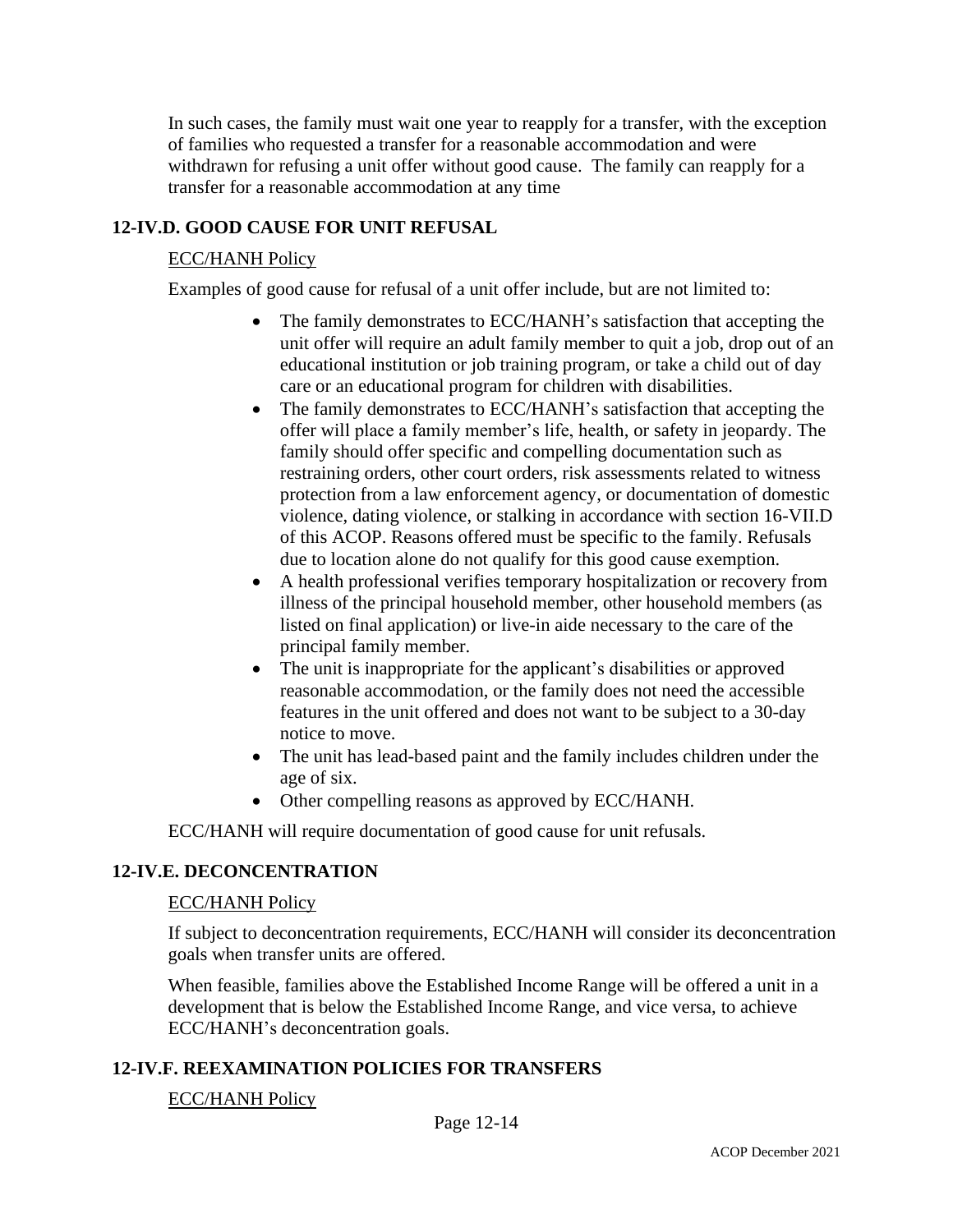In such cases, the family must wait one year to reapply for a transfer, with the exception of families who requested a transfer for a reasonable accommodation and were withdrawn for refusing a unit offer without good cause. The family can reapply for a transfer for a reasonable accommodation at any time

### 12-IV.D. GOOD CAUSE FOR UNIT REFUSAL

<u>ECC/HANH Policy</u>

Examples of good cause for refusal of a unit offer include, but are not limited to:

- The family demonstrates to ECC/HANH's satisfaction that accepting the unit offer will require an adult family member to quit a job, drop out of an educational institution or job training program, or take a child out of day care or an educational program for children with disabilities.
- The family demonstrates to ECC/HANH's satisfaction that accepting the offer will place a family member's life, health, or safety in jeopardy. The family should offer specific and compelling documentation such as restraining orders, other court orders, risk assessments related to witness protection from a law enforcement agency, or documentation of domestic violence, dating violence, or stalking in accordance with section 16-VII.D of this ACOP. Reasons offered must be specific to the family. Refusals due to location alone do not qualify for this good cause exemption.
- A health professional verifies temporary hospitalization or recovery from illness of the principal household member, other household members (as listed on final application) or live-in aide necessary to the care of the principal family member.
- The unit is inappropriate for the applicant's disabilities or approved reasonable accommodation, or the family does not need the accessible features in the unit offered and does not want to be subject to a 30-day notice to move.
- The unit has lead-based paint and the family includes children under the age of six.
- Other compelling reasons as approved by ECC/HANH.

ECC/HANH will require documentation of good cause for unit refusals.

### 12-IV.E. DECONCENTRATION

<u>ECC/HANH Policy</u>

If subject to deconcentration requirements, ECC/HANH will consider its deconcentration goals when transfer units are offered.

When feasible, families above the Established Income Range will be offered a unit in a development that is below the Established Income Range, and vice versa, to achieve ECC/HANH's deconcentration goals.

### 12-IV.F. REEXAMINATION POLICIES FOR TRANSFERS

<u>ECC/HANH Policy</u>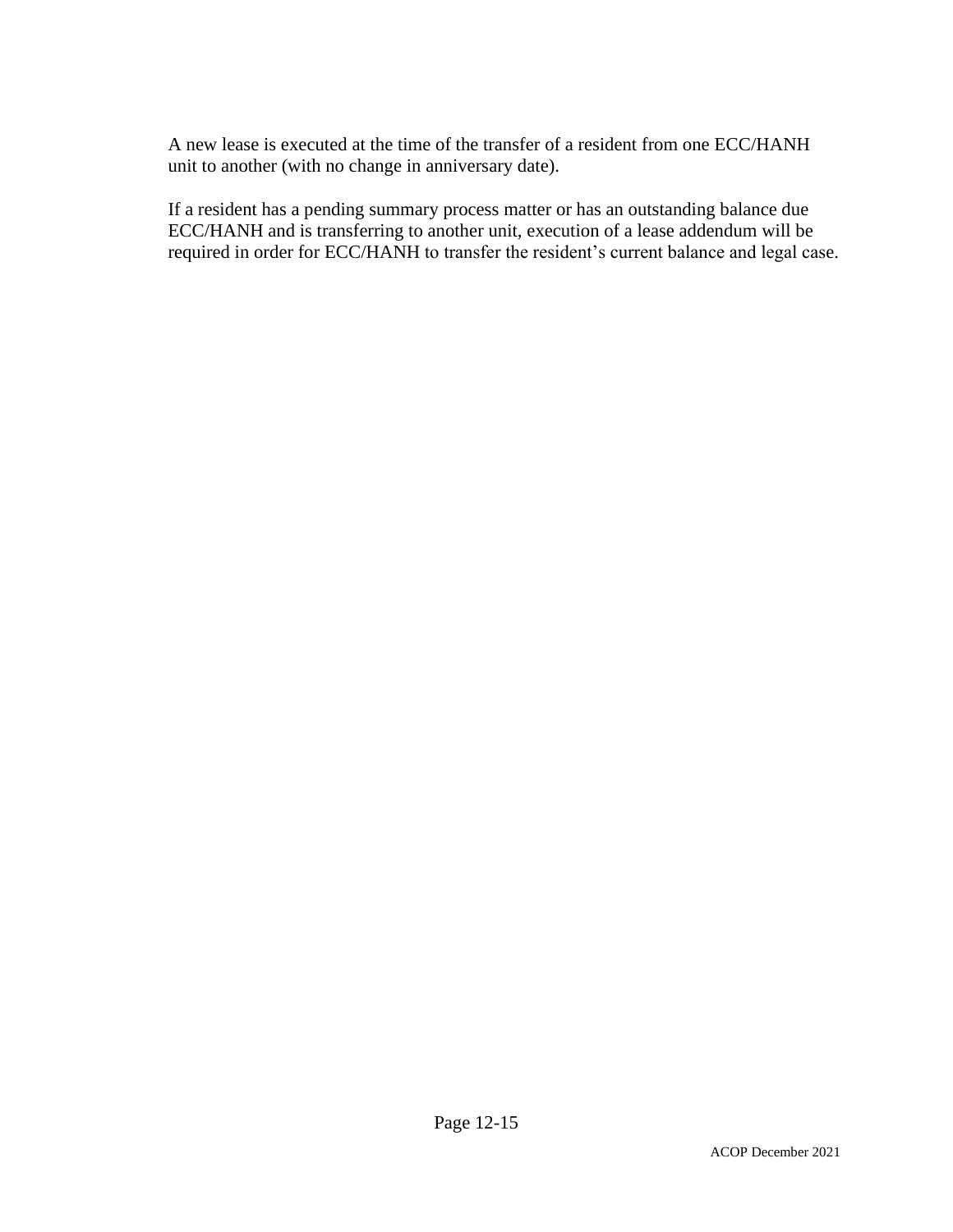A new lease is executed at the time of the transfer of a resident from one ECC/HANH unit to another (with no change in anniversary date).

If a resident has a pending summary process matter or has an outstanding balance due ECC/HANH and is transferring to another unit, execution of a lease addendum will be required in order for ECC/HANH to transfer the resident's current balance and legal case.